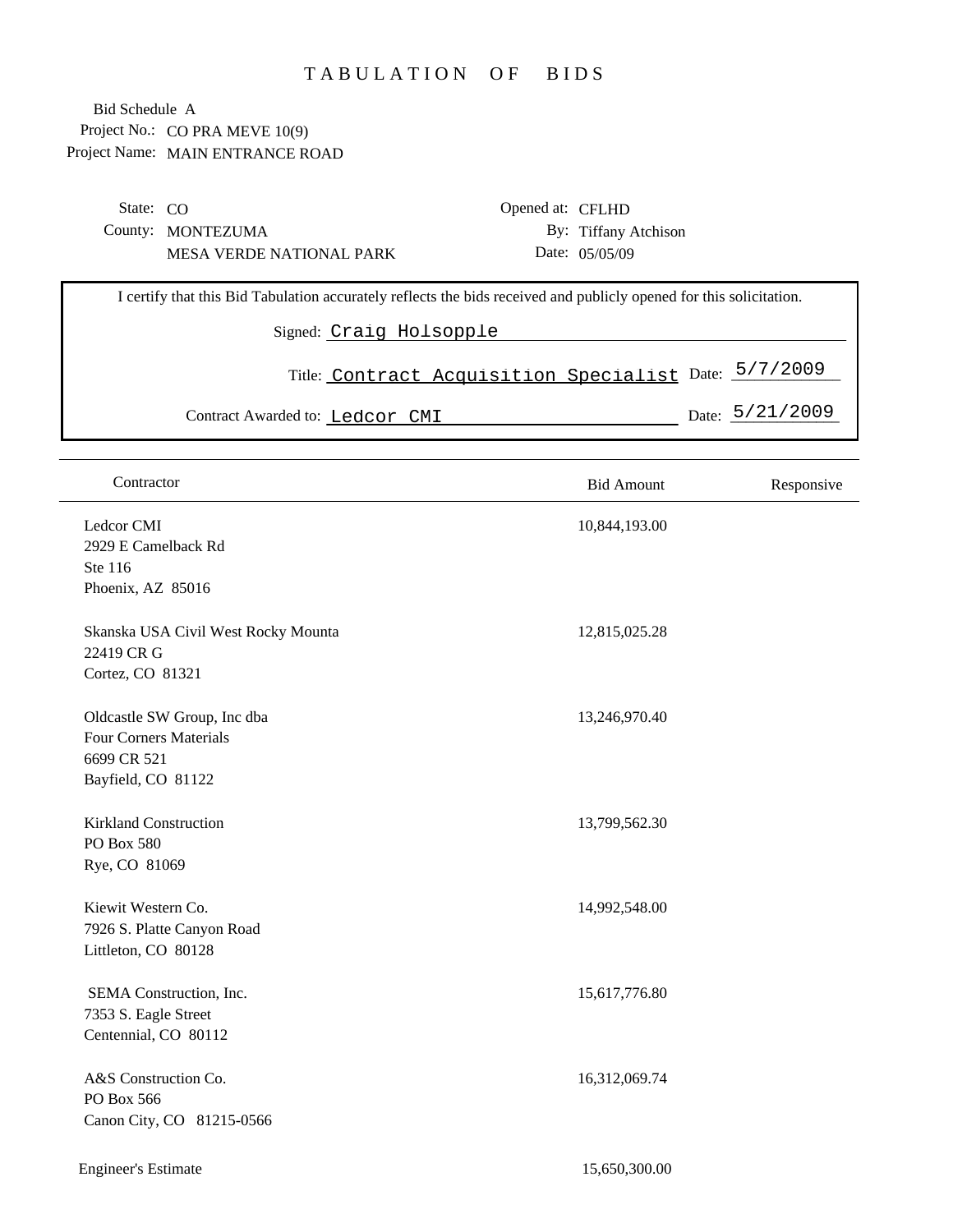# TABULATION OF BIDS

Bid Schedule A
Project No.: CO PRA MEVE 10(9)
Project Name: MAIN ENTRANCE ROAD

State: CO
County: MONTEZUMA
MESA VERDE NATIONAL PARK

Opened at: CFLHD
By: Tiffany Atchison
Date: 05/05/09

I certify that this Bid Tabulation accurately reflects the bids received and publicly opened for this solicitation.

Signed: Craig Holsopple

Title: Contract Acquisition Specialist Date: 5/7/2009

Contract Awarded to: Ledcor CMI Date: 5/21/2009

| Contractor | Bid Amount | Responsive |
|---|---|---|
| Ledcor CMI<br>2929 E Camelback Rd<br>Ste 116<br>Phoenix, AZ 85016 | 10,844,193.00 | |
| Skanska USA Civil West Rocky Mounta<br>22419 CR G<br>Cortez, CO 81321 | 12,815,025.28 | |
| Oldcastle SW Group, Inc dba<br>Four Corners Materials<br>6699 CR 521<br>Bayfield, CO 81122 | 13,246,970.40 | |
| Kirkland Construction<br>PO Box 580<br>Rye, CO 81069 | 13,799,562.30 | |
| Kiewit Western Co.<br>7926 S. Platte Canyon Road<br>Littleton, CO 80128 | 14,992,548.00 | |
| SEMA Construction, Inc.<br>7353 S. Eagle Street<br>Centennial, CO 80112 | 15,617,776.80 | |
| A&S Construction Co.<br>PO Box 566<br>Canon City, CO 81215-0566 | 16,312,069.74 | |
| Engineer's Estimate | 15,650,300.00 | |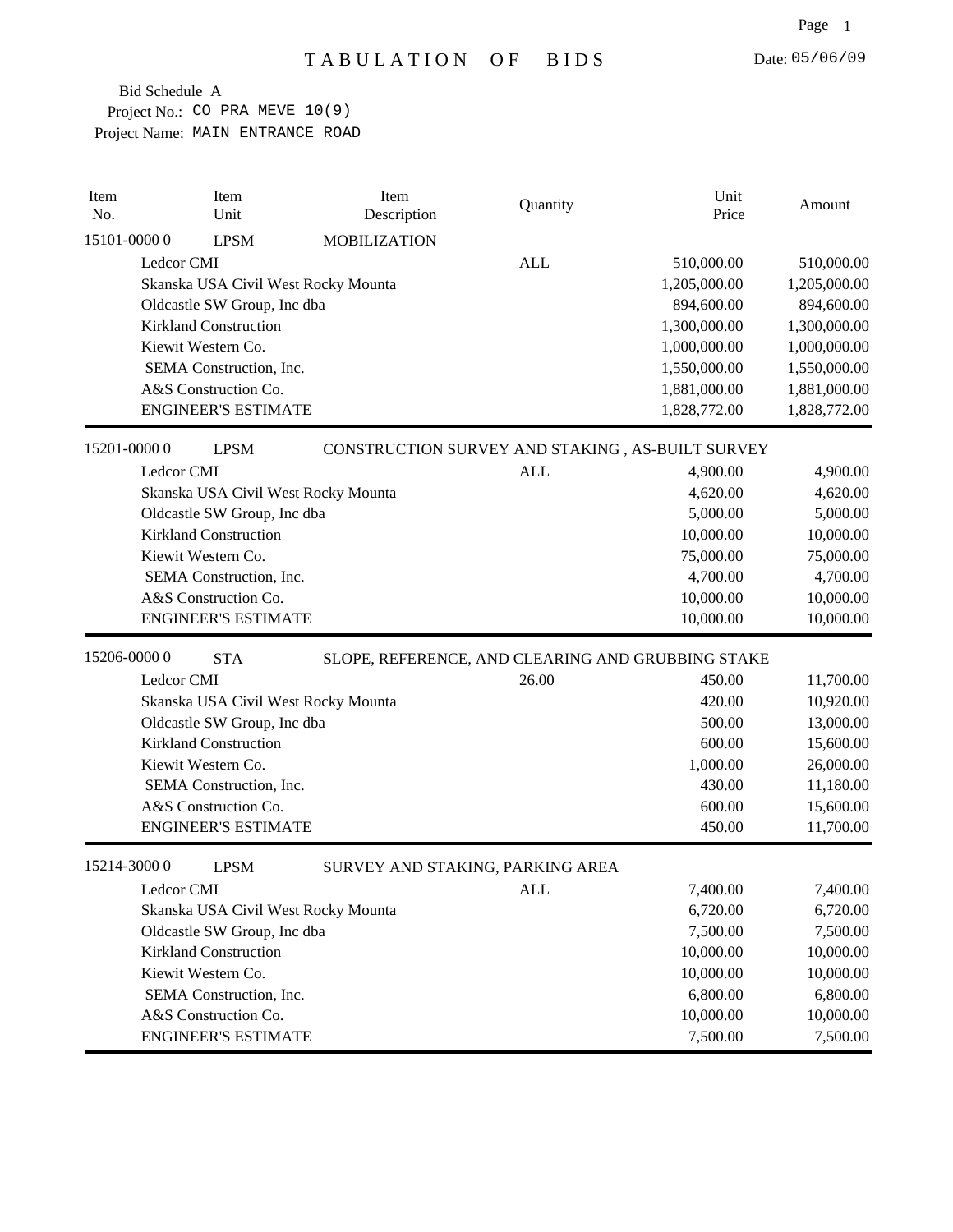# TABULATION OF BIDS

Date: 05/06/09

Bid Schedule A
Project No.: CO PRA MEVE 10(9)
Project Name: MAIN ENTRANCE ROAD

| Item No. | Item Unit | Item Description | Quantity | Unit Price | Amount |
|---|---|---|---|---|---|
| 15101-0000 0 | LPSM | MOBILIZATION | | | |
| | Ledcor CMI | | ALL | 510,000.00 | 510,000.00 |
| | Skanska USA Civil West Rocky Mounta | | | 1,205,000.00 | 1,205,000.00 |
| | Oldcastle SW Group, Inc dba | | | 894,600.00 | 894,600.00 |
| | Kirkland Construction | | | 1,300,000.00 | 1,300,000.00 |
| | Kiewit Western Co. | | | 1,000,000.00 | 1,000,000.00 |
| | SEMA Construction, Inc. | | | 1,550,000.00 | 1,550,000.00 |
| | A&S Construction Co. | | | 1,881,000.00 | 1,881,000.00 |
| | ENGINEER'S ESTIMATE | | | 1,828,772.00 | 1,828,772.00 |
| 15201-0000 0 | LPSM | CONSTRUCTION SURVEY AND STAKING , AS-BUILT SURVEY | | | |
| | Ledcor CMI | | ALL | 4,900.00 | 4,900.00 |
| | Skanska USA Civil West Rocky Mounta | | | 4,620.00 | 4,620.00 |
| | Oldcastle SW Group, Inc dba | | | 5,000.00 | 5,000.00 |
| | Kirkland Construction | | | 10,000.00 | 10,000.00 |
| | Kiewit Western Co. | | | 75,000.00 | 75,000.00 |
| | SEMA Construction, Inc. | | | 4,700.00 | 4,700.00 |
| | A&S Construction Co. | | | 10,000.00 | 10,000.00 |
| | ENGINEER'S ESTIMATE | | | 10,000.00 | 10,000.00 |
| 15206-0000 0 | STA | SLOPE, REFERENCE, AND CLEARING AND GRUBBING STAKE | | | |
| | Ledcor CMI | | 26.00 | 450.00 | 11,700.00 |
| | Skanska USA Civil West Rocky Mounta | | | 420.00 | 10,920.00 |
| | Oldcastle SW Group, Inc dba | | | 500.00 | 13,000.00 |
| | Kirkland Construction | | | 600.00 | 15,600.00 |
| | Kiewit Western Co. | | | 1,000.00 | 26,000.00 |
| | SEMA Construction, Inc. | | | 430.00 | 11,180.00 |
| | A&S Construction Co. | | | 600.00 | 15,600.00 |
| | ENGINEER'S ESTIMATE | | | 450.00 | 11,700.00 |
| 15214-3000 0 | LPSM | SURVEY AND STAKING, PARKING AREA | | | |
| | Ledcor CMI | | ALL | 7,400.00 | 7,400.00 |
| | Skanska USA Civil West Rocky Mounta | | | 6,720.00 | 6,720.00 |
| | Oldcastle SW Group, Inc dba | | | 7,500.00 | 7,500.00 |
| | Kirkland Construction | | | 10,000.00 | 10,000.00 |
| | Kiewit Western Co. | | | 10,000.00 | 10,000.00 |
| | SEMA Construction, Inc. | | | 6,800.00 | 6,800.00 |
| | A&S Construction Co. | | | 10,000.00 | 10,000.00 |
| | ENGINEER'S ESTIMATE | | | 7,500.00 | 7,500.00 |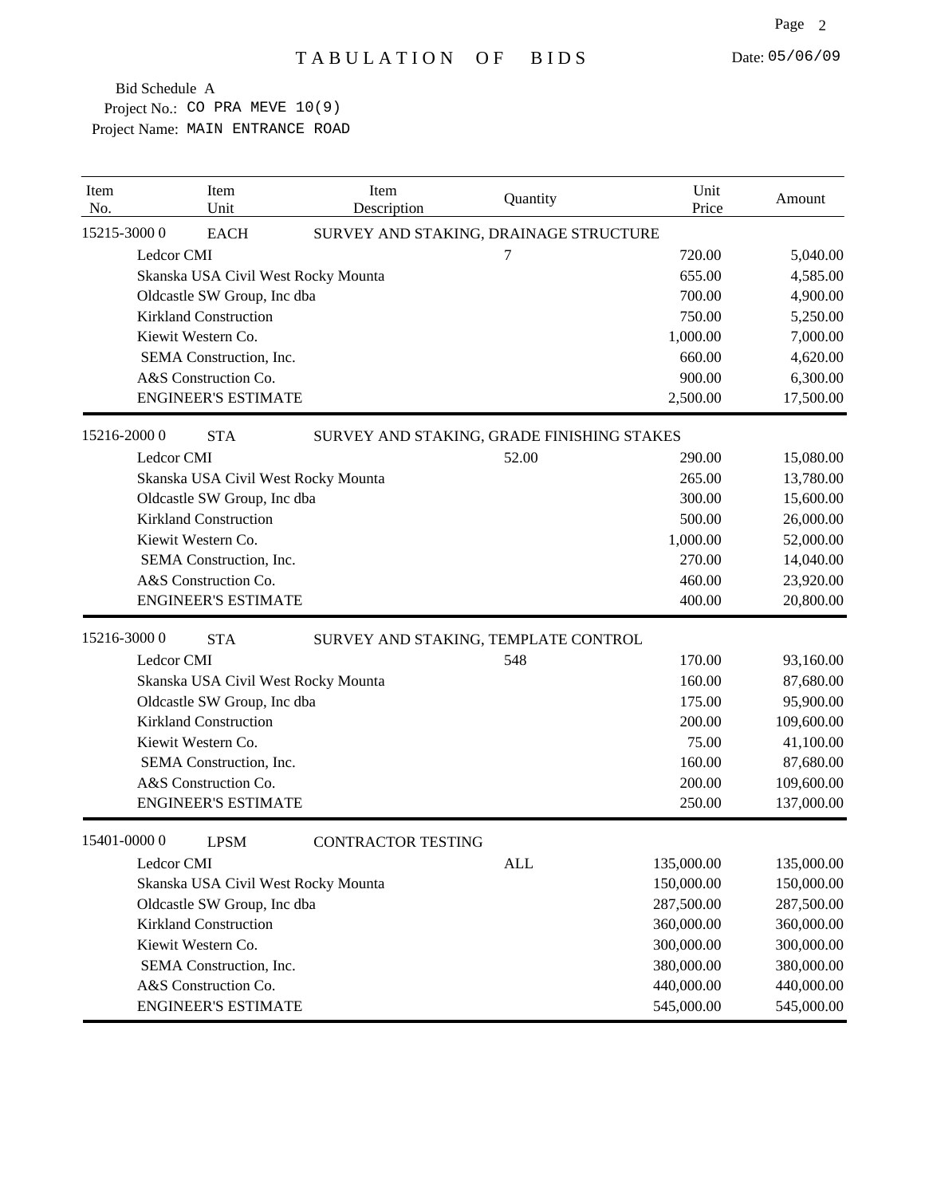# TABULATION OF BIDS

Date: 05/06/09

Bid Schedule A
Project No.: CO PRA MEVE 10(9)
Project Name: MAIN ENTRANCE ROAD

| Item No. | Item Unit | Item Description | Quantity | Unit Price | Amount |
|---|---|---|---|---|---|
| 15215-3000 0 | EACH | SURVEY AND STAKING, DRAINAGE STRUCTURE | | | |
| | Ledcor CMI | | 7 | 720.00 | 5,040.00 |
| | Skanska USA Civil West Rocky Mounta | | | 655.00 | 4,585.00 |
| | Oldcastle SW Group, Inc dba | | | 700.00 | 4,900.00 |
| | Kirkland Construction | | | 750.00 | 5,250.00 |
| | Kiewit Western Co. | | | 1,000.00 | 7,000.00 |
| | SEMA Construction, Inc. | | | 660.00 | 4,620.00 |
| | A&S Construction Co. | | | 900.00 | 6,300.00 |
| | ENGINEER'S ESTIMATE | | | 2,500.00 | 17,500.00 |
| 15216-2000 0 | STA | SURVEY AND STAKING, GRADE FINISHING STAKES | | | |
| | Ledcor CMI | | 52.00 | 290.00 | 15,080.00 |
| | Skanska USA Civil West Rocky Mounta | | | 265.00 | 13,780.00 |
| | Oldcastle SW Group, Inc dba | | | 300.00 | 15,600.00 |
| | Kirkland Construction | | | 500.00 | 26,000.00 |
| | Kiewit Western Co. | | | 1,000.00 | 52,000.00 |
| | SEMA Construction, Inc. | | | 270.00 | 14,040.00 |
| | A&S Construction Co. | | | 460.00 | 23,920.00 |
| | ENGINEER'S ESTIMATE | | | 400.00 | 20,800.00 |
| 15216-3000 0 | STA | SURVEY AND STAKING, TEMPLATE CONTROL | | | |
| | Ledcor CMI | | 548 | 170.00 | 93,160.00 |
| | Skanska USA Civil West Rocky Mounta | | | 160.00 | 87,680.00 |
| | Oldcastle SW Group, Inc dba | | | 175.00 | 95,900.00 |
| | Kirkland Construction | | | 200.00 | 109,600.00 |
| | Kiewit Western Co. | | | 75.00 | 41,100.00 |
| | SEMA Construction, Inc. | | | 160.00 | 87,680.00 |
| | A&S Construction Co. | | | 200.00 | 109,600.00 |
| | ENGINEER'S ESTIMATE | | | 250.00 | 137,000.00 |
| 15401-0000 0 | LPSM | CONTRACTOR TESTING | | | |
| | Ledcor CMI | | ALL | 135,000.00 | 135,000.00 |
| | Skanska USA Civil West Rocky Mounta | | | 150,000.00 | 150,000.00 |
| | Oldcastle SW Group, Inc dba | | | 287,500.00 | 287,500.00 |
| | Kirkland Construction | | | 360,000.00 | 360,000.00 |
| | Kiewit Western Co. | | | 300,000.00 | 300,000.00 |
| | SEMA Construction, Inc. | | | 380,000.00 | 380,000.00 |
| | A&S Construction Co. | | | 440,000.00 | 440,000.00 |
| | ENGINEER'S ESTIMATE | | | 545,000.00 | 545,000.00 |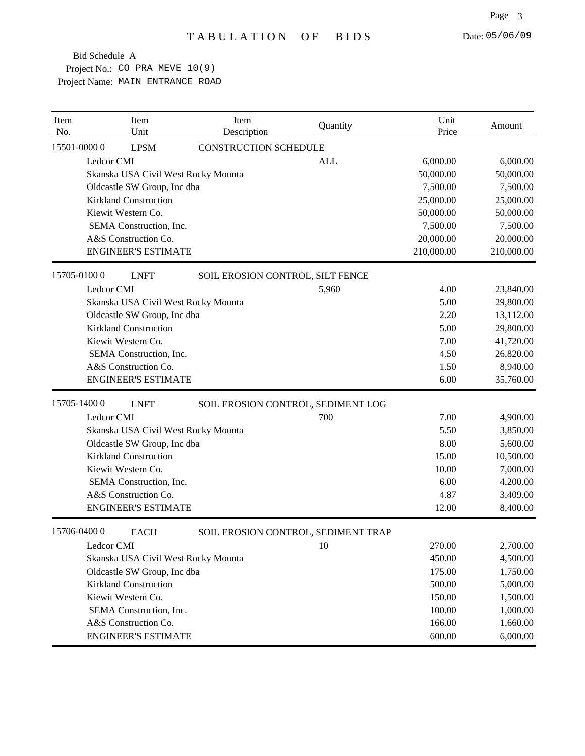# TABULATION OF BIDS

Date: 05/06/09

Bid Schedule A
Project No.: CO PRA MEVE 10(9)
Project Name: MAIN ENTRANCE ROAD

| Item No. | Item Unit | Item Description | Quantity | Unit Price | Amount |
|---|---|---|---|---|---|
| 15501-0000 0 | LPSM | CONSTRUCTION SCHEDULE | | | |
| Ledcor CMI | | | ALL | 6,000.00 | 6,000.00 |
| Skanska USA Civil West Rocky Mounta | | | | 50,000.00 | 50,000.00 |
| Oldcastle SW Group, Inc dba | | | | 7,500.00 | 7,500.00 |
| Kirkland Construction | | | | 25,000.00 | 25,000.00 |
| Kiewit Western Co. | | | | 50,000.00 | 50,000.00 |
| SEMA Construction, Inc. | | | | 7,500.00 | 7,500.00 |
| A&S Construction Co. | | | | 20,000.00 | 20,000.00 |
| ENGINEER'S ESTIMATE | | | | 210,000.00 | 210,000.00 |
| 15705-0100 0 | LNFT | SOIL EROSION CONTROL, SILT FENCE | | | |
| Ledcor CMI | | | 5,960 | 4.00 | 23,840.00 |
| Skanska USA Civil West Rocky Mounta | | | | 5.00 | 29,800.00 |
| Oldcastle SW Group, Inc dba | | | | 2.20 | 13,112.00 |
| Kirkland Construction | | | | 5.00 | 29,800.00 |
| Kiewit Western Co. | | | | 7.00 | 41,720.00 |
| SEMA Construction, Inc. | | | | 4.50 | 26,820.00 |
| A&S Construction Co. | | | | 1.50 | 8,940.00 |
| ENGINEER'S ESTIMATE | | | | 6.00 | 35,760.00 |
| 15705-1400 0 | LNFT | SOIL EROSION CONTROL, SEDIMENT LOG | | | |
| Ledcor CMI | | | 700 | 7.00 | 4,900.00 |
| Skanska USA Civil West Rocky Mounta | | | | 5.50 | 3,850.00 |
| Oldcastle SW Group, Inc dba | | | | 8.00 | 5,600.00 |
| Kirkland Construction | | | | 15.00 | 10,500.00 |
| Kiewit Western Co. | | | | 10.00 | 7,000.00 |
| SEMA Construction, Inc. | | | | 6.00 | 4,200.00 |
| A&S Construction Co. | | | | 4.87 | 3,409.00 |
| ENGINEER'S ESTIMATE | | | | 12.00 | 8,400.00 |
| 15706-0400 0 | EACH | SOIL EROSION CONTROL, SEDIMENT TRAP | | | |
| Ledcor CMI | | | 10 | 270.00 | 2,700.00 |
| Skanska USA Civil West Rocky Mounta | | | | 450.00 | 4,500.00 |
| Oldcastle SW Group, Inc dba | | | | 175.00 | 1,750.00 |
| Kirkland Construction | | | | 500.00 | 5,000.00 |
| Kiewit Western Co. | | | | 150.00 | 1,500.00 |
| SEMA Construction, Inc. | | | | 100.00 | 1,000.00 |
| A&S Construction Co. | | | | 166.00 | 1,660.00 |
| ENGINEER'S ESTIMATE | | | | 600.00 | 6,000.00 |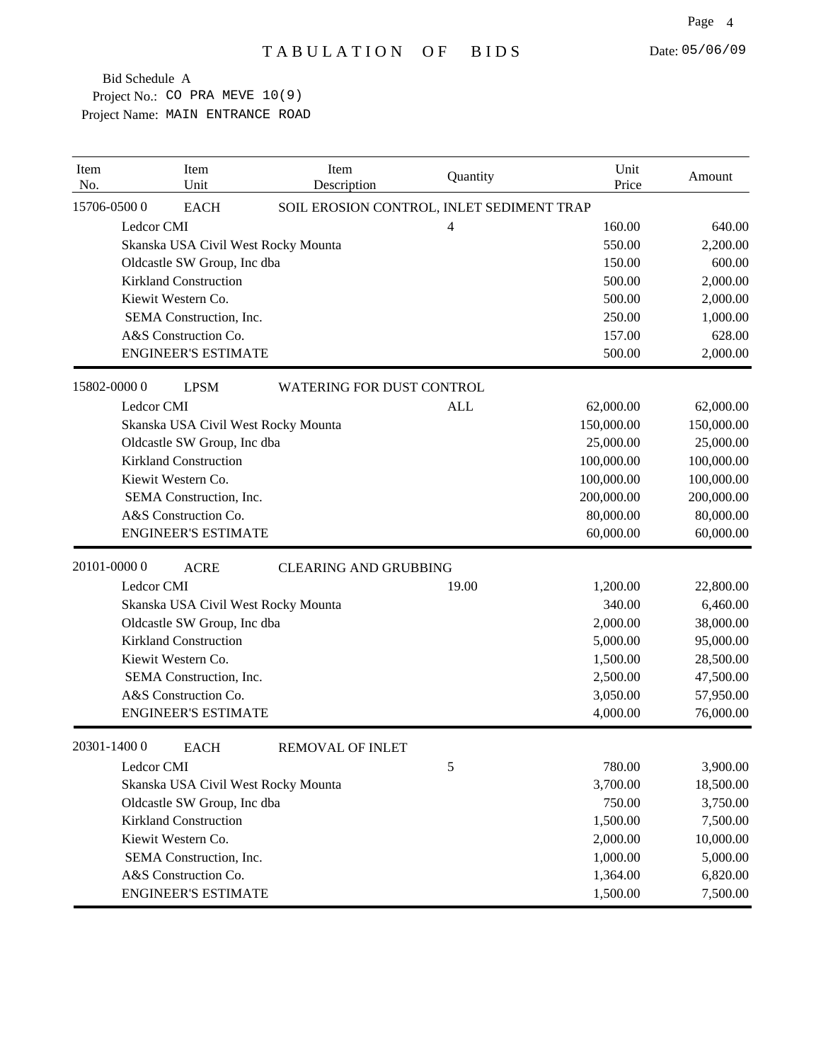# TABULATION OF BIDS

Date: 05/06/09

Bid Schedule A
Project No.: CO PRA MEVE 10(9)
Project Name: MAIN ENTRANCE ROAD

| Item No. | Item Unit | Item Description | Quantity | Unit Price | Amount |
|---|---|---|---|---|---|
| 15706-0500 0 | EACH | SOIL EROSION CONTROL, INLET SEDIMENT TRAP | | | |
| | Ledcor CMI | | 4 | 160.00 | 640.00 |
| | Skanska USA Civil West Rocky Mounta | | | 550.00 | 2,200.00 |
| | Oldcastle SW Group, Inc dba | | | 150.00 | 600.00 |
| | Kirkland Construction | | | 500.00 | 2,000.00 |
| | Kiewit Western Co. | | | 500.00 | 2,000.00 |
| | SEMA Construction, Inc. | | | 250.00 | 1,000.00 |
| | A&S Construction Co. | | | 157.00 | 628.00 |
| | ENGINEER'S ESTIMATE | | | 500.00 | 2,000.00 |
| 15802-0000 0 | LPSM | WATERING FOR DUST CONTROL | | | |
| | Ledcor CMI | | ALL | 62,000.00 | 62,000.00 |
| | Skanska USA Civil West Rocky Mounta | | | 150,000.00 | 150,000.00 |
| | Oldcastle SW Group, Inc dba | | | 25,000.00 | 25,000.00 |
| | Kirkland Construction | | | 100,000.00 | 100,000.00 |
| | Kiewit Western Co. | | | 100,000.00 | 100,000.00 |
| | SEMA Construction, Inc. | | | 200,000.00 | 200,000.00 |
| | A&S Construction Co. | | | 80,000.00 | 80,000.00 |
| | ENGINEER'S ESTIMATE | | | 60,000.00 | 60,000.00 |
| 20101-0000 0 | ACRE | CLEARING AND GRUBBING | | | |
| | Ledcor CMI | | 19.00 | 1,200.00 | 22,800.00 |
| | Skanska USA Civil West Rocky Mounta | | | 340.00 | 6,460.00 |
| | Oldcastle SW Group, Inc dba | | | 2,000.00 | 38,000.00 |
| | Kirkland Construction | | | 5,000.00 | 95,000.00 |
| | Kiewit Western Co. | | | 1,500.00 | 28,500.00 |
| | SEMA Construction, Inc. | | | 2,500.00 | 47,500.00 |
| | A&S Construction Co. | | | 3,050.00 | 57,950.00 |
| | ENGINEER'S ESTIMATE | | | 4,000.00 | 76,000.00 |
| 20301-1400 0 | EACH | REMOVAL OF INLET | | | |
| | Ledcor CMI | | 5 | 780.00 | 3,900.00 |
| | Skanska USA Civil West Rocky Mounta | | | 3,700.00 | 18,500.00 |
| | Oldcastle SW Group, Inc dba | | | 750.00 | 3,750.00 |
| | Kirkland Construction | | | 1,500.00 | 7,500.00 |
| | Kiewit Western Co. | | | 2,000.00 | 10,000.00 |
| | SEMA Construction, Inc. | | | 1,000.00 | 5,000.00 |
| | A&S Construction Co. | | | 1,364.00 | 6,820.00 |
| | ENGINEER'S ESTIMATE | | | 1,500.00 | 7,500.00 |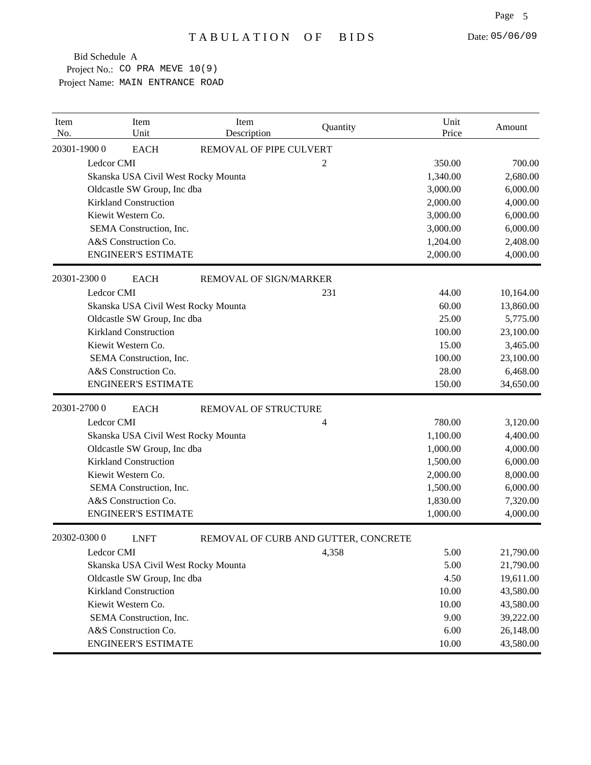# TABULATION OF BIDS

Date: 05/06/09

Bid Schedule A
Project No.: CO PRA MEVE 10(9)
Project Name: MAIN ENTRANCE ROAD

| Item No. | Item Unit | Item Description | Quantity | Unit Price | Amount |
|---|---|---|---|---|---|
| 20301-1900 0 | EACH | REMOVAL OF PIPE CULVERT | | | |
| Ledcor CMI | | | 2 | 350.00 | 700.00 |
| Skanska USA Civil West Rocky Mounta | | | | 1,340.00 | 2,680.00 |
| Oldcastle SW Group, Inc dba | | | | 3,000.00 | 6,000.00 |
| Kirkland Construction | | | | 2,000.00 | 4,000.00 |
| Kiewit Western Co. | | | | 3,000.00 | 6,000.00 |
| SEMA Construction, Inc. | | | | 3,000.00 | 6,000.00 |
| A&S Construction Co. | | | | 1,204.00 | 2,408.00 |
| ENGINEER'S ESTIMATE | | | | 2,000.00 | 4,000.00 |
| 20301-2300 0 | EACH | REMOVAL OF SIGN/MARKER | | | |
| Ledcor CMI | | | 231 | 44.00 | 10,164.00 |
| Skanska USA Civil West Rocky Mounta | | | | 60.00 | 13,860.00 |
| Oldcastle SW Group, Inc dba | | | | 25.00 | 5,775.00 |
| Kirkland Construction | | | | 100.00 | 23,100.00 |
| Kiewit Western Co. | | | | 15.00 | 3,465.00 |
| SEMA Construction, Inc. | | | | 100.00 | 23,100.00 |
| A&S Construction Co. | | | | 28.00 | 6,468.00 |
| ENGINEER'S ESTIMATE | | | | 150.00 | 34,650.00 |
| 20301-2700 0 | EACH | REMOVAL OF STRUCTURE | | | |
| Ledcor CMI | | | 4 | 780.00 | 3,120.00 |
| Skanska USA Civil West Rocky Mounta | | | | 1,100.00 | 4,400.00 |
| Oldcastle SW Group, Inc dba | | | | 1,000.00 | 4,000.00 |
| Kirkland Construction | | | | 1,500.00 | 6,000.00 |
| Kiewit Western Co. | | | | 2,000.00 | 8,000.00 |
| SEMA Construction, Inc. | | | | 1,500.00 | 6,000.00 |
| A&S Construction Co. | | | | 1,830.00 | 7,320.00 |
| ENGINEER'S ESTIMATE | | | | 1,000.00 | 4,000.00 |
| 20302-0300 0 | LNFT | REMOVAL OF CURB AND GUTTER, CONCRETE | | | |
| Ledcor CMI | | | 4,358 | 5.00 | 21,790.00 |
| Skanska USA Civil West Rocky Mounta | | | | 5.00 | 21,790.00 |
| Oldcastle SW Group, Inc dba | | | | 4.50 | 19,611.00 |
| Kirkland Construction | | | | 10.00 | 43,580.00 |
| Kiewit Western Co. | | | | 10.00 | 43,580.00 |
| SEMA Construction, Inc. | | | | 9.00 | 39,222.00 |
| A&S Construction Co. | | | | 6.00 | 26,148.00 |
| ENGINEER'S ESTIMATE | | | | 10.00 | 43,580.00 |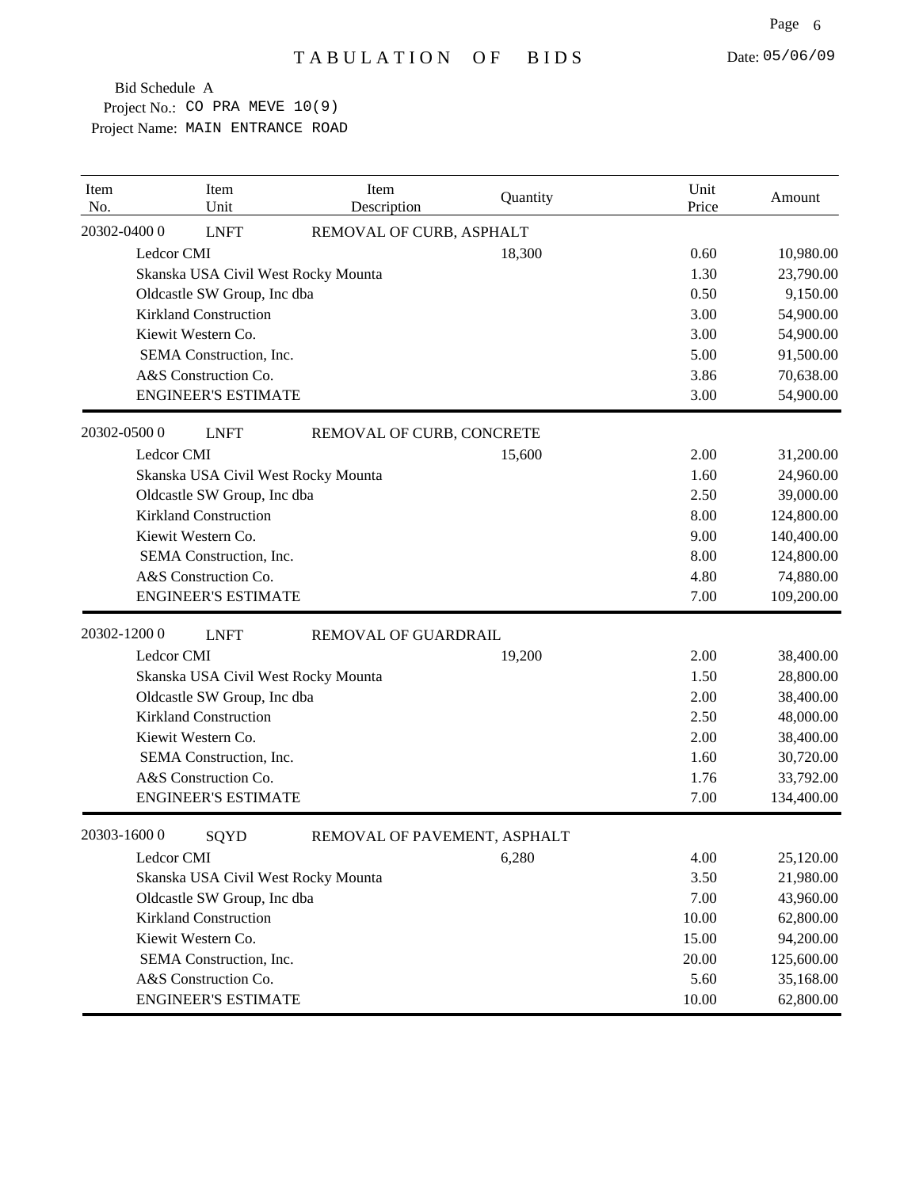# TABULATION OF BIDS

Date: 05/06/09

Bid Schedule A
Project No.: CO PRA MEVE 10(9)
Project Name: MAIN ENTRANCE ROAD

| Item No. | Item Unit | Item Description | Quantity | Unit Price | Amount |
|---|---|---|---|---|---|
| 20302-0400 0 | LNFT | REMOVAL OF CURB, ASPHALT | | | |
| | Ledcor CMI | | 18,300 | 0.60 | 10,980.00 |
| | Skanska USA Civil West Rocky Mounta | | | 1.30 | 23,790.00 |
| | Oldcastle SW Group, Inc dba | | | 0.50 | 9,150.00 |
| | Kirkland Construction | | | 3.00 | 54,900.00 |
| | Kiewit Western Co. | | | 3.00 | 54,900.00 |
| | SEMA Construction, Inc. | | | 5.00 | 91,500.00 |
| | A&S Construction Co. | | | 3.86 | 70,638.00 |
| | ENGINEER'S ESTIMATE | | | 3.00 | 54,900.00 |
| 20302-0500 0 | LNFT | REMOVAL OF CURB, CONCRETE | | | |
| | Ledcor CMI | | 15,600 | 2.00 | 31,200.00 |
| | Skanska USA Civil West Rocky Mounta | | | 1.60 | 24,960.00 |
| | Oldcastle SW Group, Inc dba | | | 2.50 | 39,000.00 |
| | Kirkland Construction | | | 8.00 | 124,800.00 |
| | Kiewit Western Co. | | | 9.00 | 140,400.00 |
| | SEMA Construction, Inc. | | | 8.00 | 124,800.00 |
| | A&S Construction Co. | | | 4.80 | 74,880.00 |
| | ENGINEER'S ESTIMATE | | | 7.00 | 109,200.00 |
| 20302-1200 0 | LNFT | REMOVAL OF GUARDRAIL | | | |
| | Ledcor CMI | | 19,200 | 2.00 | 38,400.00 |
| | Skanska USA Civil West Rocky Mounta | | | 1.50 | 28,800.00 |
| | Oldcastle SW Group, Inc dba | | | 2.00 | 38,400.00 |
| | Kirkland Construction | | | 2.50 | 48,000.00 |
| | Kiewit Western Co. | | | 2.00 | 38,400.00 |
| | SEMA Construction, Inc. | | | 1.60 | 30,720.00 |
| | A&S Construction Co. | | | 1.76 | 33,792.00 |
| | ENGINEER'S ESTIMATE | | | 7.00 | 134,400.00 |
| 20303-1600 0 | SQYD | REMOVAL OF PAVEMENT, ASPHALT | | | |
| | Ledcor CMI | | 6,280 | 4.00 | 25,120.00 |
| | Skanska USA Civil West Rocky Mounta | | | 3.50 | 21,980.00 |
| | Oldcastle SW Group, Inc dba | | | 7.00 | 43,960.00 |
| | Kirkland Construction | | | 10.00 | 62,800.00 |
| | Kiewit Western Co. | | | 15.00 | 94,200.00 |
| | SEMA Construction, Inc. | | | 20.00 | 125,600.00 |
| | A&S Construction Co. | | | 5.60 | 35,168.00 |
| | ENGINEER'S ESTIMATE | | | 10.00 | 62,800.00 |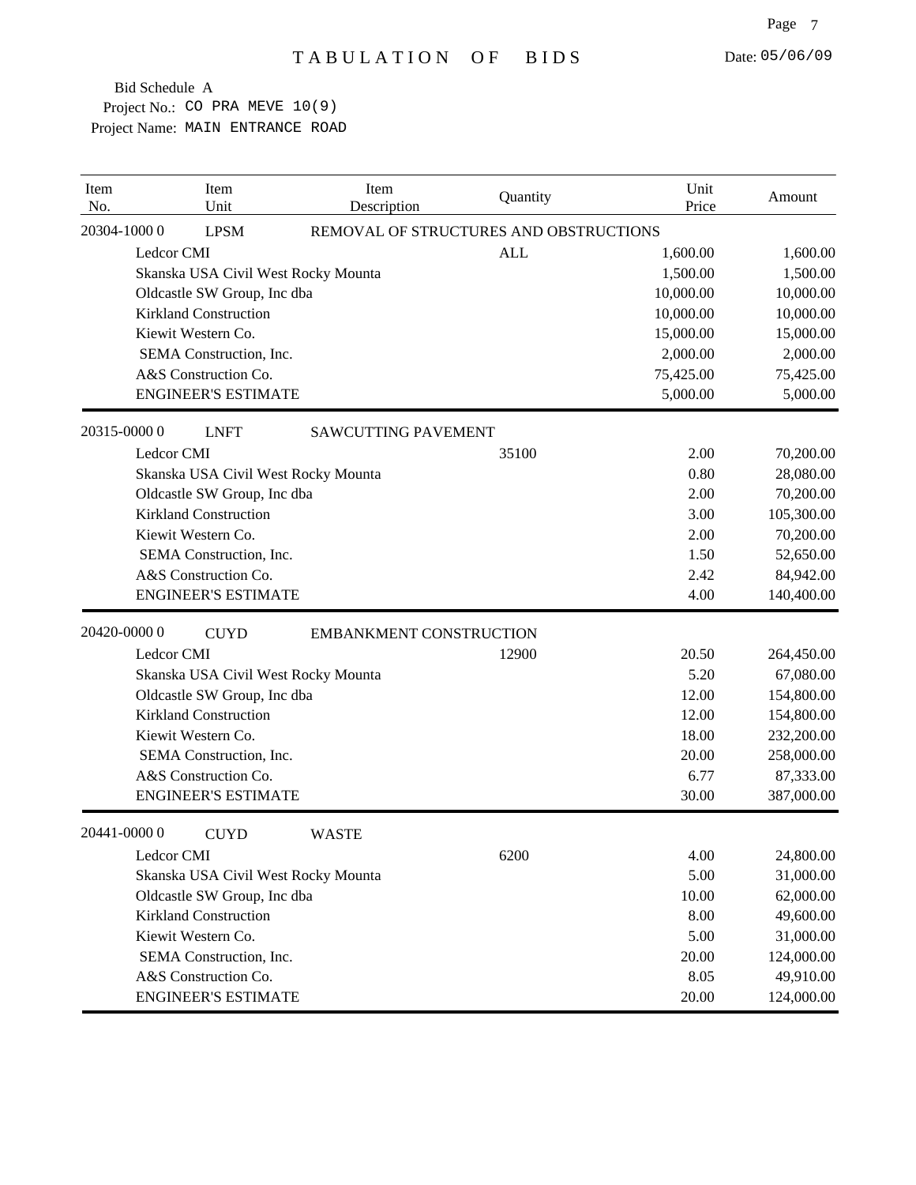# TABULATION OF BIDS

Date: 05/06/09

Bid Schedule A
Project No.: CO PRA MEVE 10(9)
Project Name: MAIN ENTRANCE ROAD

| Item No. | Item Unit | Item Description | Quantity | Unit Price | Amount |
|---|---|---|---|---|---|
| 20304-1000 0 | LPSM | REMOVAL OF STRUCTURES AND OBSTRUCTIONS | | | |
| | Ledcor CMI | | ALL | 1,600.00 | 1,600.00 |
| | Skanska USA Civil West Rocky Mounta | | | 1,500.00 | 1,500.00 |
| | Oldcastle SW Group, Inc dba | | | 10,000.00 | 10,000.00 |
| | Kirkland Construction | | | 10,000.00 | 10,000.00 |
| | Kiewit Western Co. | | | 15,000.00 | 15,000.00 |
| | SEMA Construction, Inc. | | | 2,000.00 | 2,000.00 |
| | A&S Construction Co. | | | 75,425.00 | 75,425.00 |
| | ENGINEER'S ESTIMATE | | | 5,000.00 | 5,000.00 |
| 20315-0000 0 | LNFT | SAWCUTTING PAVEMENT | | | |
| | Ledcor CMI | | 35100 | 2.00 | 70,200.00 |
| | Skanska USA Civil West Rocky Mounta | | | 0.80 | 28,080.00 |
| | Oldcastle SW Group, Inc dba | | | 2.00 | 70,200.00 |
| | Kirkland Construction | | | 3.00 | 105,300.00 |
| | Kiewit Western Co. | | | 2.00 | 70,200.00 |
| | SEMA Construction, Inc. | | | 1.50 | 52,650.00 |
| | A&S Construction Co. | | | 2.42 | 84,942.00 |
| | ENGINEER'S ESTIMATE | | | 4.00 | 140,400.00 |
| 20420-0000 0 | CUYD | EMBANKMENT CONSTRUCTION | | | |
| | Ledcor CMI | | 12900 | 20.50 | 264,450.00 |
| | Skanska USA Civil West Rocky Mounta | | | 5.20 | 67,080.00 |
| | Oldcastle SW Group, Inc dba | | | 12.00 | 154,800.00 |
| | Kirkland Construction | | | 12.00 | 154,800.00 |
| | Kiewit Western Co. | | | 18.00 | 232,200.00 |
| | SEMA Construction, Inc. | | | 20.00 | 258,000.00 |
| | A&S Construction Co. | | | 6.77 | 87,333.00 |
| | ENGINEER'S ESTIMATE | | | 30.00 | 387,000.00 |
| 20441-0000 0 | CUYD | WASTE | | | |
| | Ledcor CMI | | 6200 | 4.00 | 24,800.00 |
| | Skanska USA Civil West Rocky Mounta | | | 5.00 | 31,000.00 |
| | Oldcastle SW Group, Inc dba | | | 10.00 | 62,000.00 |
| | Kirkland Construction | | | 8.00 | 49,600.00 |
| | Kiewit Western Co. | | | 5.00 | 31,000.00 |
| | SEMA Construction, Inc. | | | 20.00 | 124,000.00 |
| | A&S Construction Co. | | | 8.05 | 49,910.00 |
| | ENGINEER'S ESTIMATE | | | 20.00 | 124,000.00 |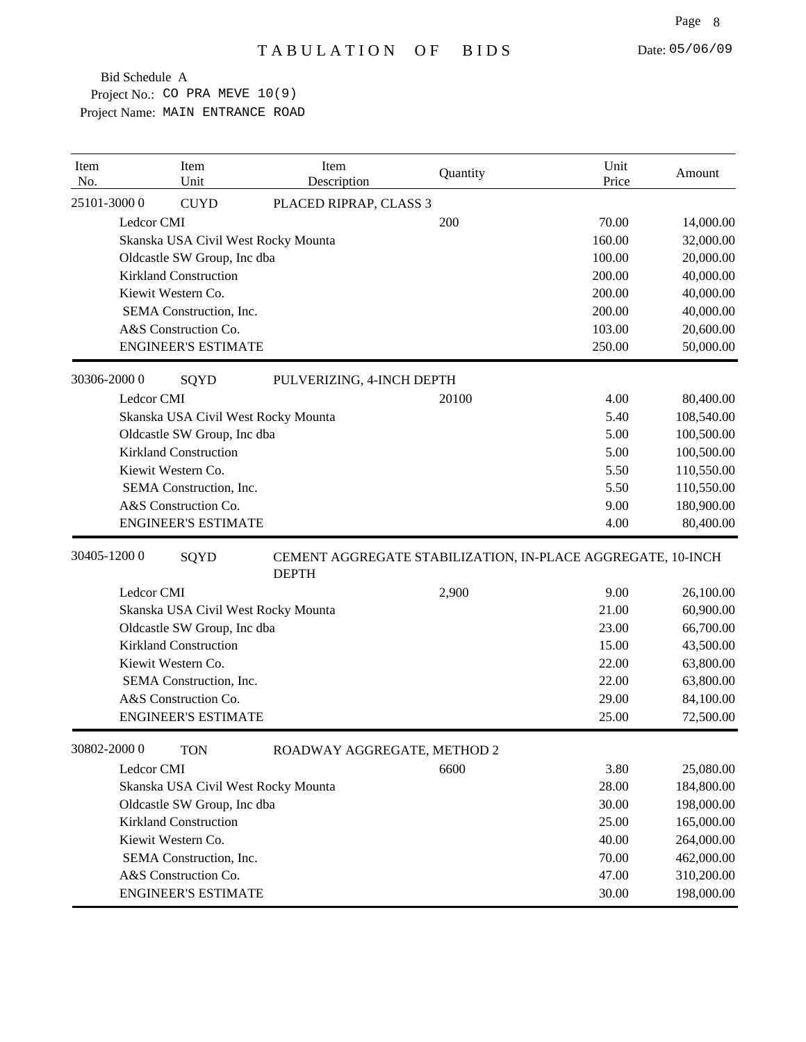# TABULATION OF BIDS

Date: 05/06/09

Bid Schedule A
Project No.: CO PRA MEVE 10(9)
Project Name: MAIN ENTRANCE ROAD

| Item No. | Item Unit | Item Description | Quantity | Unit Price | Amount |
|---|---|---|---|---|---|
| 25101-3000 0 | CUYD | PLACED RIPRAP, CLASS 3 | | | |
| Ledcor CMI | | | 200 | 70.00 | 14,000.00 |
| Skanska USA Civil West Rocky Mounta | | | | 160.00 | 32,000.00 |
| Oldcastle SW Group, Inc dba | | | | 100.00 | 20,000.00 |
| Kirkland Construction | | | | 200.00 | 40,000.00 |
| Kiewit Western Co. | | | | 200.00 | 40,000.00 |
| SEMA Construction, Inc. | | | | 200.00 | 40,000.00 |
| A&S Construction Co. | | | | 103.00 | 20,600.00 |
| ENGINEER'S ESTIMATE | | | | 250.00 | 50,000.00 |
| 30306-2000 0 | SQYD | PULVERIZING, 4-INCH DEPTH | | | |
| Ledcor CMI | | | 20100 | 4.00 | 80,400.00 |
| Skanska USA Civil West Rocky Mounta | | | | 5.40 | 108,540.00 |
| Oldcastle SW Group, Inc dba | | | | 5.00 | 100,500.00 |
| Kirkland Construction | | | | 5.00 | 100,500.00 |
| Kiewit Western Co. | | | | 5.50 | 110,550.00 |
| SEMA Construction, Inc. | | | | 5.50 | 110,550.00 |
| A&S Construction Co. | | | | 9.00 | 180,900.00 |
| ENGINEER'S ESTIMATE | | | | 4.00 | 80,400.00 |
| 30405-1200 0 | SQYD | CEMENT AGGREGATE STABILIZATION, IN-PLACE AGGREGATE, 10-INCH DEPTH | | | |
| Ledcor CMI | | | 2,900 | 9.00 | 26,100.00 |
| Skanska USA Civil West Rocky Mounta | | | | 21.00 | 60,900.00 |
| Oldcastle SW Group, Inc dba | | | | 23.00 | 66,700.00 |
| Kirkland Construction | | | | 15.00 | 43,500.00 |
| Kiewit Western Co. | | | | 22.00 | 63,800.00 |
| SEMA Construction, Inc. | | | | 22.00 | 63,800.00 |
| A&S Construction Co. | | | | 29.00 | 84,100.00 |
| ENGINEER'S ESTIMATE | | | | 25.00 | 72,500.00 |
| 30802-2000 0 | TON | ROADWAY AGGREGATE, METHOD 2 | | | |
| Ledcor CMI | | | 6600 | 3.80 | 25,080.00 |
| Skanska USA Civil West Rocky Mounta | | | | 28.00 | 184,800.00 |
| Oldcastle SW Group, Inc dba | | | | 30.00 | 198,000.00 |
| Kirkland Construction | | | | 25.00 | 165,000.00 |
| Kiewit Western Co. | | | | 40.00 | 264,000.00 |
| SEMA Construction, Inc. | | | | 70.00 | 462,000.00 |
| A&S Construction Co. | | | | 47.00 | 310,200.00 |
| ENGINEER'S ESTIMATE | | | | 30.00 | 198,000.00 |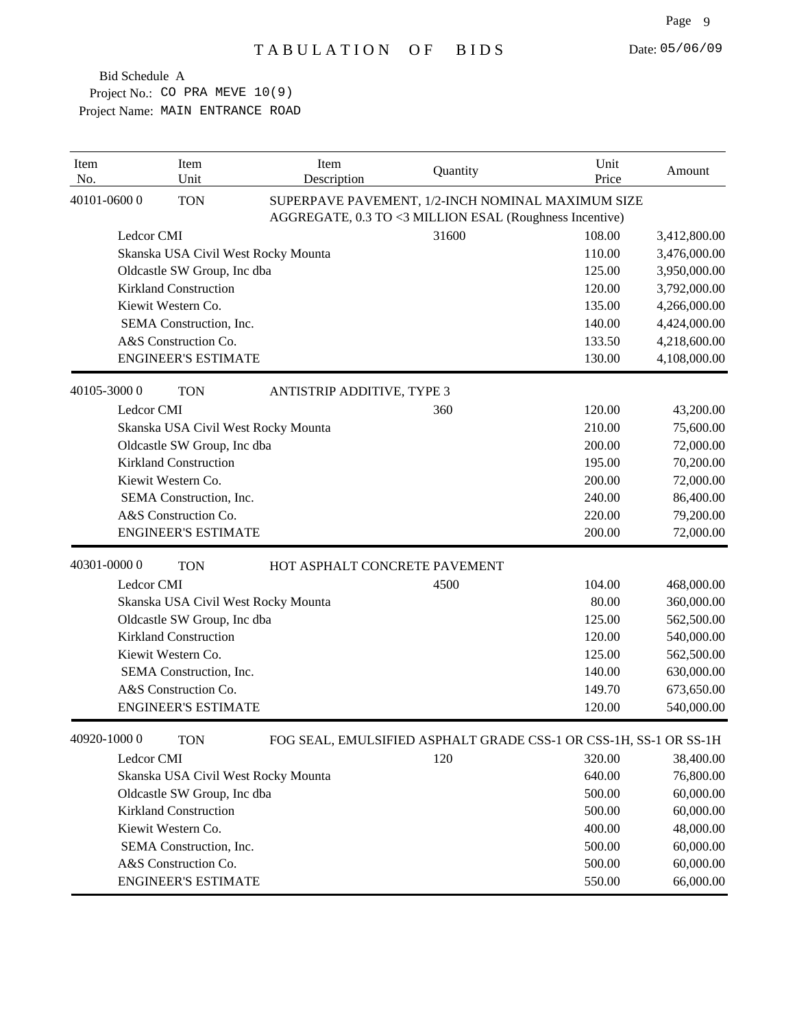# TABULATION OF BIDS

Date: 05/06/09

Bid Schedule A
Project No.: CO PRA MEVE 10(9)
Project Name: MAIN ENTRANCE ROAD

| Item No. | Item Unit | Item Description | Quantity | Unit Price | Amount |
|---|---|---|---|---|---|
| 40101-0600 0 | TON | SUPERPAVE PAVEMENT, 1/2-INCH NOMINAL MAXIMUM SIZE AGGREGATE, 0.3 TO <3 MILLION ESAL (Roughness Incentive) | | | |
| | Ledcor CMI | | 31600 | 108.00 | 3,412,800.00 |
| | Skanska USA Civil West Rocky Mounta | | | 110.00 | 3,476,000.00 |
| | Oldcastle SW Group, Inc dba | | | 125.00 | 3,950,000.00 |
| | Kirkland Construction | | | 120.00 | 3,792,000.00 |
| | Kiewit Western Co. | | | 135.00 | 4,266,000.00 |
| | SEMA Construction, Inc. | | | 140.00 | 4,424,000.00 |
| | A&S Construction Co. | | | 133.50 | 4,218,600.00 |
| | ENGINEER'S ESTIMATE | | | 130.00 | 4,108,000.00 |
| 40105-3000 0 | TON | ANTISTRIP ADDITIVE, TYPE 3 | | | |
| | Ledcor CMI | | 360 | 120.00 | 43,200.00 |
| | Skanska USA Civil West Rocky Mounta | | | 210.00 | 75,600.00 |
| | Oldcastle SW Group, Inc dba | | | 200.00 | 72,000.00 |
| | Kirkland Construction | | | 195.00 | 70,200.00 |
| | Kiewit Western Co. | | | 200.00 | 72,000.00 |
| | SEMA Construction, Inc. | | | 240.00 | 86,400.00 |
| | A&S Construction Co. | | | 220.00 | 79,200.00 |
| | ENGINEER'S ESTIMATE | | | 200.00 | 72,000.00 |
| 40301-0000 0 | TON | HOT ASPHALT CONCRETE PAVEMENT | | | |
| | Ledcor CMI | | 4500 | 104.00 | 468,000.00 |
| | Skanska USA Civil West Rocky Mounta | | | 80.00 | 360,000.00 |
| | Oldcastle SW Group, Inc dba | | | 125.00 | 562,500.00 |
| | Kirkland Construction | | | 120.00 | 540,000.00 |
| | Kiewit Western Co. | | | 125.00 | 562,500.00 |
| | SEMA Construction, Inc. | | | 140.00 | 630,000.00 |
| | A&S Construction Co. | | | 149.70 | 673,650.00 |
| | ENGINEER'S ESTIMATE | | | 120.00 | 540,000.00 |
| 40920-1000 0 | TON | FOG SEAL, EMULSIFIED ASPHALT GRADE CSS-1 OR CSS-1H, SS-1 OR SS-1H | | | |
| | Ledcor CMI | | 120 | 320.00 | 38,400.00 |
| | Skanska USA Civil West Rocky Mounta | | | 640.00 | 76,800.00 |
| | Oldcastle SW Group, Inc dba | | | 500.00 | 60,000.00 |
| | Kirkland Construction | | | 500.00 | 60,000.00 |
| | Kiewit Western Co. | | | 400.00 | 48,000.00 |
| | SEMA Construction, Inc. | | | 500.00 | 60,000.00 |
| | A&S Construction Co. | | | 500.00 | 60,000.00 |
| | ENGINEER'S ESTIMATE | | | 550.00 | 66,000.00 |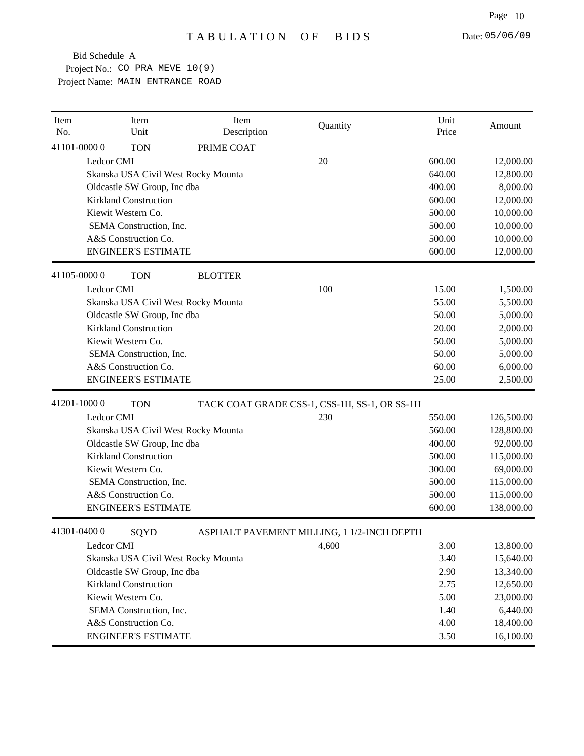# TABULATION OF BIDS

Date: 05/06/09

Bid Schedule A
Project No.: CO PRA MEVE 10(9)
Project Name: MAIN ENTRANCE ROAD

| Item No. | Item Unit | Item Description | Quantity | Unit Price | Amount |
|---|---|---|---|---|---|
| 41101-0000 0 | TON | PRIME COAT | | | |
| Ledcor CMI | | | 20 | 600.00 | 12,000.00 |
| Skanska USA Civil West Rocky Mounta | | | | 640.00 | 12,800.00 |
| Oldcastle SW Group, Inc dba | | | | 400.00 | 8,000.00 |
| Kirkland Construction | | | | 600.00 | 12,000.00 |
| Kiewit Western Co. | | | | 500.00 | 10,000.00 |
| SEMA Construction, Inc. | | | | 500.00 | 10,000.00 |
| A&S Construction Co. | | | | 500.00 | 10,000.00 |
| ENGINEER'S ESTIMATE | | | | 600.00 | 12,000.00 |
| 41105-0000 0 | TON | BLOTTER | | | |
| Ledcor CMI | | | 100 | 15.00 | 1,500.00 |
| Skanska USA Civil West Rocky Mounta | | | | 55.00 | 5,500.00 |
| Oldcastle SW Group, Inc dba | | | | 50.00 | 5,000.00 |
| Kirkland Construction | | | | 20.00 | 2,000.00 |
| Kiewit Western Co. | | | | 50.00 | 5,000.00 |
| SEMA Construction, Inc. | | | | 50.00 | 5,000.00 |
| A&S Construction Co. | | | | 60.00 | 6,000.00 |
| ENGINEER'S ESTIMATE | | | | 25.00 | 2,500.00 |
| 41201-1000 0 | TON | TACK COAT GRADE CSS-1, CSS-1H, SS-1, OR SS-1H | | | |
| Ledcor CMI | | | 230 | 550.00 | 126,500.00 |
| Skanska USA Civil West Rocky Mounta | | | | 560.00 | 128,800.00 |
| Oldcastle SW Group, Inc dba | | | | 400.00 | 92,000.00 |
| Kirkland Construction | | | | 500.00 | 115,000.00 |
| Kiewit Western Co. | | | | 300.00 | 69,000.00 |
| SEMA Construction, Inc. | | | | 500.00 | 115,000.00 |
| A&S Construction Co. | | | | 500.00 | 115,000.00 |
| ENGINEER'S ESTIMATE | | | | 600.00 | 138,000.00 |
| 41301-0400 0 | SQYD | ASPHALT PAVEMENT MILLING, 1 1/2-INCH DEPTH | | | |
| Ledcor CMI | | | 4,600 | 3.00 | 13,800.00 |
| Skanska USA Civil West Rocky Mounta | | | | 3.40 | 15,640.00 |
| Oldcastle SW Group, Inc dba | | | | 2.90 | 13,340.00 |
| Kirkland Construction | | | | 2.75 | 12,650.00 |
| Kiewit Western Co. | | | | 5.00 | 23,000.00 |
| SEMA Construction, Inc. | | | | 1.40 | 6,440.00 |
| A&S Construction Co. | | | | 4.00 | 18,400.00 |
| ENGINEER'S ESTIMATE | | | | 3.50 | 16,100.00 |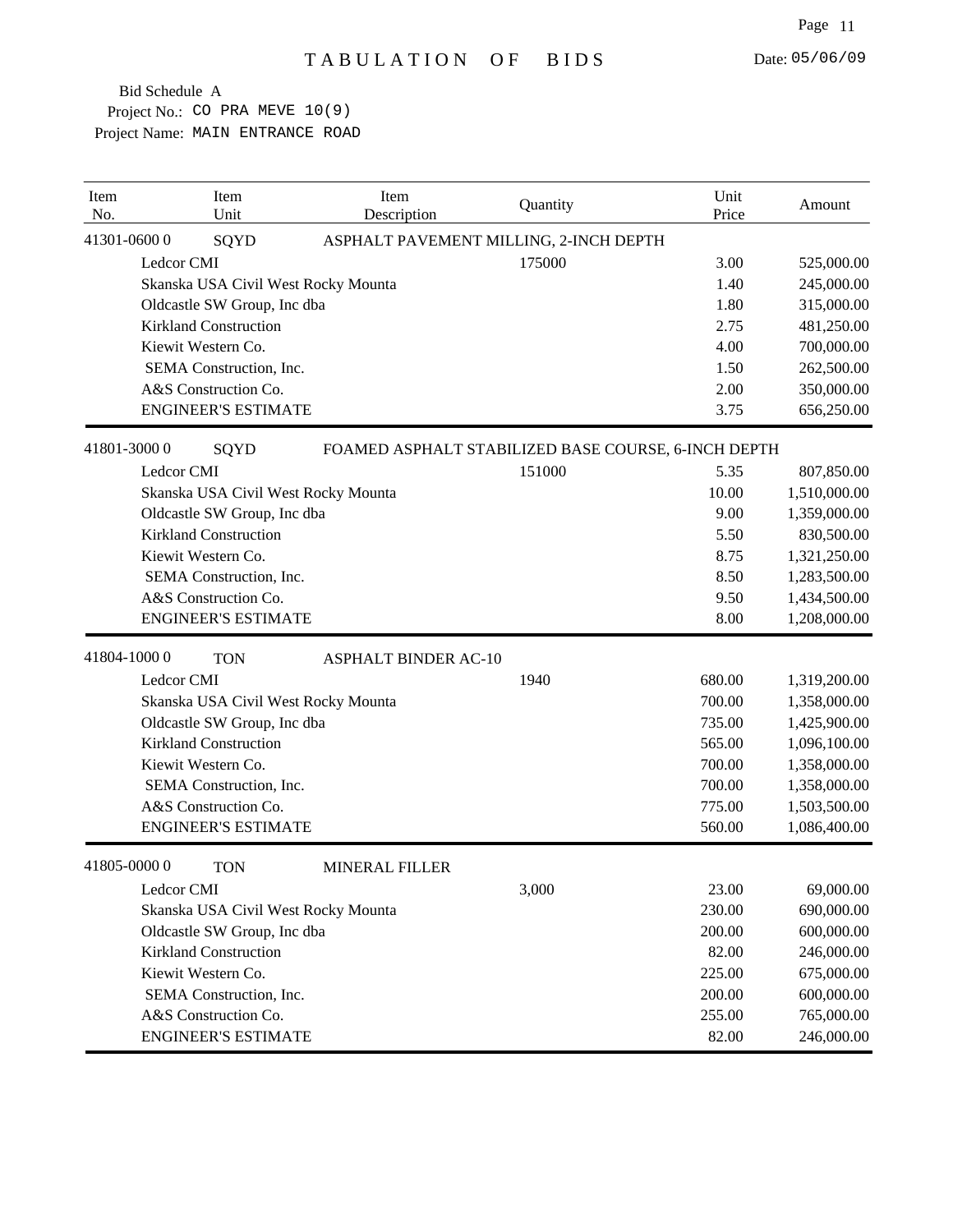# TABULATION OF BIDS

Date: 05/06/09

Bid Schedule A
Project No.: CO PRA MEVE 10(9)
Project Name: MAIN ENTRANCE ROAD

| Item No. | Item Unit | Item Description | Quantity | Unit Price | Amount |
|---|---|---|---|---|---|
| 41301-0600 0 | SQYD | ASPHALT PAVEMENT MILLING, 2-INCH DEPTH | | | |
| | Ledcor CMI | | 175000 | 3.00 | 525,000.00 |
| | Skanska USA Civil West Rocky Mounta | | | 1.40 | 245,000.00 |
| | Oldcastle SW Group, Inc dba | | | 1.80 | 315,000.00 |
| | Kirkland Construction | | | 2.75 | 481,250.00 |
| | Kiewit Western Co. | | | 4.00 | 700,000.00 |
| | SEMA Construction, Inc. | | | 1.50 | 262,500.00 |
| | A&S Construction Co. | | | 2.00 | 350,000.00 |
| | ENGINEER'S ESTIMATE | | | 3.75 | 656,250.00 |
| 41801-3000 0 | SQYD | FOAMED ASPHALT STABILIZED BASE COURSE, 6-INCH DEPTH | | | |
| | Ledcor CMI | | 151000 | 5.35 | 807,850.00 |
| | Skanska USA Civil West Rocky Mounta | | | 10.00 | 1,510,000.00 |
| | Oldcastle SW Group, Inc dba | | | 9.00 | 1,359,000.00 |
| | Kirkland Construction | | | 5.50 | 830,500.00 |
| | Kiewit Western Co. | | | 8.75 | 1,321,250.00 |
| | SEMA Construction, Inc. | | | 8.50 | 1,283,500.00 |
| | A&S Construction Co. | | | 9.50 | 1,434,500.00 |
| | ENGINEER'S ESTIMATE | | | 8.00 | 1,208,000.00 |
| 41804-1000 0 | TON | ASPHALT BINDER AC-10 | | | |
| | Ledcor CMI | | 1940 | 680.00 | 1,319,200.00 |
| | Skanska USA Civil West Rocky Mounta | | | 700.00 | 1,358,000.00 |
| | Oldcastle SW Group, Inc dba | | | 735.00 | 1,425,900.00 |
| | Kirkland Construction | | | 565.00 | 1,096,100.00 |
| | Kiewit Western Co. | | | 700.00 | 1,358,000.00 |
| | SEMA Construction, Inc. | | | 700.00 | 1,358,000.00 |
| | A&S Construction Co. | | | 775.00 | 1,503,500.00 |
| | ENGINEER'S ESTIMATE | | | 560.00 | 1,086,400.00 |
| 41805-0000 0 | TON | MINERAL FILLER | | | |
| | Ledcor CMI | | 3,000 | 23.00 | 69,000.00 |
| | Skanska USA Civil West Rocky Mounta | | | 230.00 | 690,000.00 |
| | Oldcastle SW Group, Inc dba | | | 200.00 | 600,000.00 |
| | Kirkland Construction | | | 82.00 | 246,000.00 |
| | Kiewit Western Co. | | | 225.00 | 675,000.00 |
| | SEMA Construction, Inc. | | | 200.00 | 600,000.00 |
| | A&S Construction Co. | | | 255.00 | 765,000.00 |
| | ENGINEER'S ESTIMATE | | | 82.00 | 246,000.00 |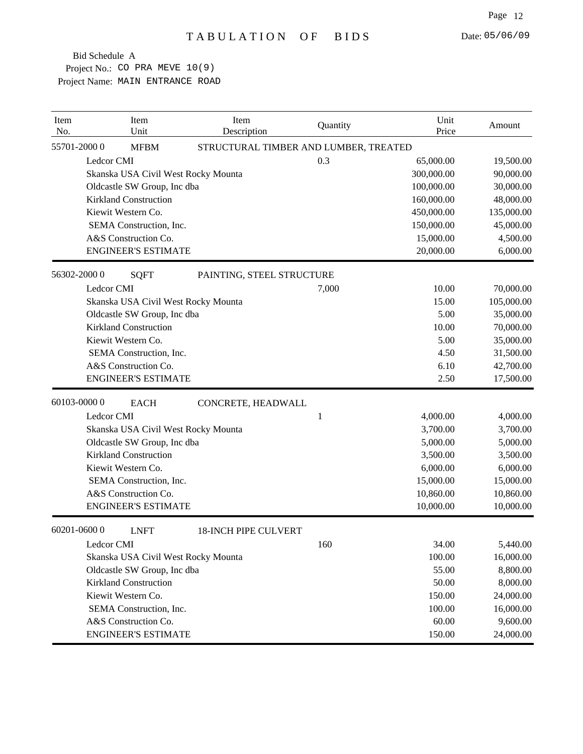# TABULATION OF BIDS

Date: 05/06/09

Bid Schedule A
Project No.: CO PRA MEVE 10(9)
Project Name: MAIN ENTRANCE ROAD

| Item No. | Item Unit | Item Description | Quantity | Unit Price | Amount |
|---|---|---|---|---|---|
| 55701-2000 0 | MFBM | STRUCTURAL TIMBER AND LUMBER, TREATED | | | |
| Ledcor CMI | | | 0.3 | 65,000.00 | 19,500.00 |
| Skanska USA Civil West Rocky Mounta | | | | 300,000.00 | 90,000.00 |
| Oldcastle SW Group, Inc dba | | | | 100,000.00 | 30,000.00 |
| Kirkland Construction | | | | 160,000.00 | 48,000.00 |
| Kiewit Western Co. | | | | 450,000.00 | 135,000.00 |
| SEMA Construction, Inc. | | | | 150,000.00 | 45,000.00 |
| A&S Construction Co. | | | | 15,000.00 | 4,500.00 |
| ENGINEER'S ESTIMATE | | | | 20,000.00 | 6,000.00 |
| 56302-2000 0 | SQFT | PAINTING, STEEL STRUCTURE | | | |
| Ledcor CMI | | | 7,000 | 10.00 | 70,000.00 |
| Skanska USA Civil West Rocky Mounta | | | | 15.00 | 105,000.00 |
| Oldcastle SW Group, Inc dba | | | | 5.00 | 35,000.00 |
| Kirkland Construction | | | | 10.00 | 70,000.00 |
| Kiewit Western Co. | | | | 5.00 | 35,000.00 |
| SEMA Construction, Inc. | | | | 4.50 | 31,500.00 |
| A&S Construction Co. | | | | 6.10 | 42,700.00 |
| ENGINEER'S ESTIMATE | | | | 2.50 | 17,500.00 |
| 60103-0000 0 | EACH | CONCRETE, HEADWALL | | | |
| Ledcor CMI | | | 1 | 4,000.00 | 4,000.00 |
| Skanska USA Civil West Rocky Mounta | | | | 3,700.00 | 3,700.00 |
| Oldcastle SW Group, Inc dba | | | | 5,000.00 | 5,000.00 |
| Kirkland Construction | | | | 3,500.00 | 3,500.00 |
| Kiewit Western Co. | | | | 6,000.00 | 6,000.00 |
| SEMA Construction, Inc. | | | | 15,000.00 | 15,000.00 |
| A&S Construction Co. | | | | 10,860.00 | 10,860.00 |
| ENGINEER'S ESTIMATE | | | | 10,000.00 | 10,000.00 |
| 60201-0600 0 | LNFT | 18-INCH PIPE CULVERT | | | |
| Ledcor CMI | | | 160 | 34.00 | 5,440.00 |
| Skanska USA Civil West Rocky Mounta | | | | 100.00 | 16,000.00 |
| Oldcastle SW Group, Inc dba | | | | 55.00 | 8,800.00 |
| Kirkland Construction | | | | 50.00 | 8,000.00 |
| Kiewit Western Co. | | | | 150.00 | 24,000.00 |
| SEMA Construction, Inc. | | | | 100.00 | 16,000.00 |
| A&S Construction Co. | | | | 60.00 | 9,600.00 |
| ENGINEER'S ESTIMATE | | | | 150.00 | 24,000.00 |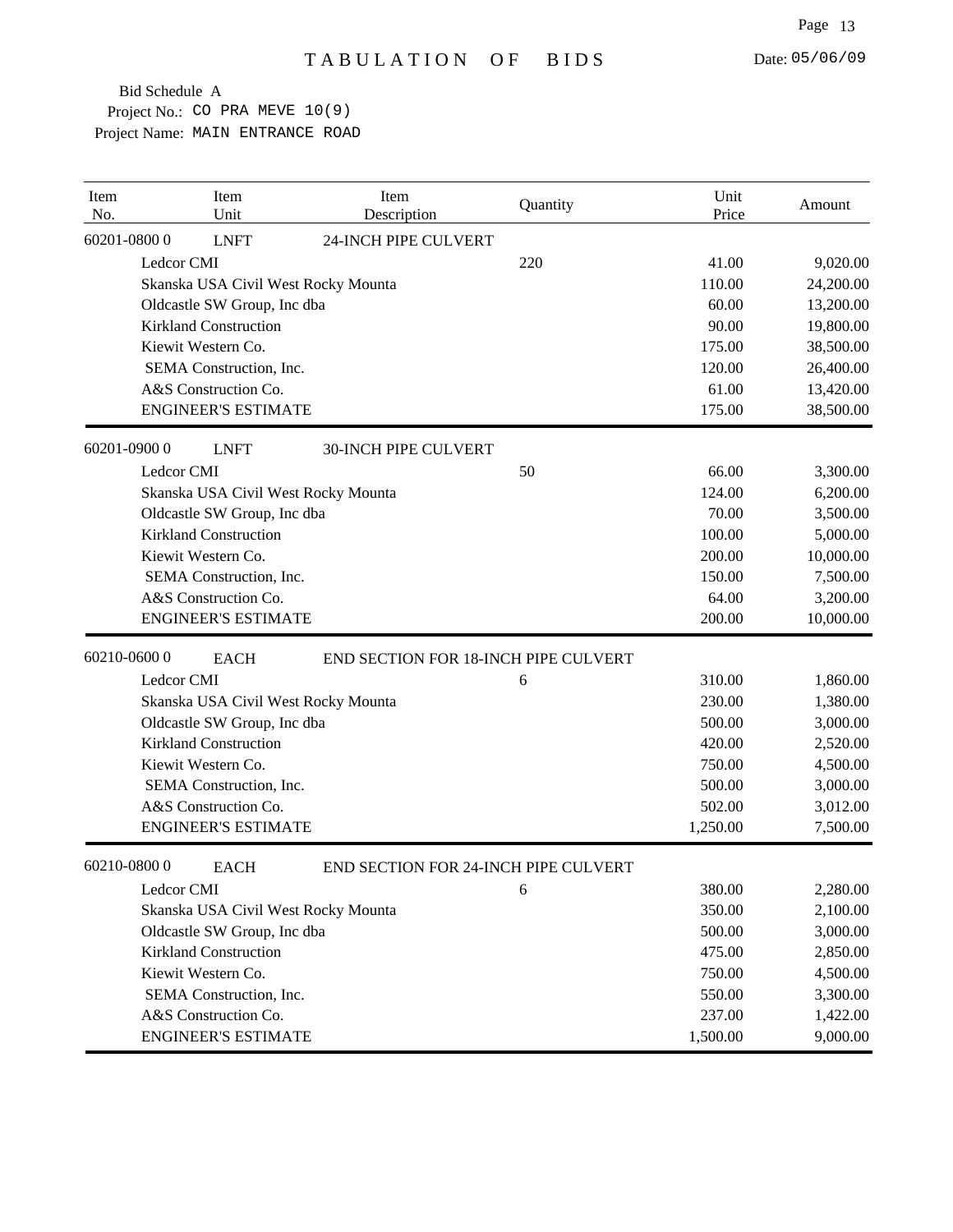TABULATION OF BIDS

Date: 05/06/09

Bid Schedule A
Project No.: CO PRA MEVE 10(9)
Project Name: MAIN ENTRANCE ROAD

| Item No. | Item Unit | Item Description | Quantity | Unit Price | Amount |
|---|---|---|---|---|---|
| 60201-0800 0 | LNFT | 24-INCH PIPE CULVERT | | | |
| | Ledcor CMI | | 220 | 41.00 | 9,020.00 |
| | Skanska USA Civil West Rocky Mounta | | | 110.00 | 24,200.00 |
| | Oldcastle SW Group, Inc dba | | | 60.00 | 13,200.00 |
| | Kirkland Construction | | | 90.00 | 19,800.00 |
| | Kiewit Western Co. | | | 175.00 | 38,500.00 |
| | SEMA Construction, Inc. | | | 120.00 | 26,400.00 |
| | A&S Construction Co. | | | 61.00 | 13,420.00 |
| | ENGINEER'S ESTIMATE | | | 175.00 | 38,500.00 |
| 60201-0900 0 | LNFT | 30-INCH PIPE CULVERT | | | |
| | Ledcor CMI | | 50 | 66.00 | 3,300.00 |
| | Skanska USA Civil West Rocky Mounta | | | 124.00 | 6,200.00 |
| | Oldcastle SW Group, Inc dba | | | 70.00 | 3,500.00 |
| | Kirkland Construction | | | 100.00 | 5,000.00 |
| | Kiewit Western Co. | | | 200.00 | 10,000.00 |
| | SEMA Construction, Inc. | | | 150.00 | 7,500.00 |
| | A&S Construction Co. | | | 64.00 | 3,200.00 |
| | ENGINEER'S ESTIMATE | | | 200.00 | 10,000.00 |
| 60210-0600 0 | EACH | END SECTION FOR 18-INCH PIPE CULVERT | | | |
| | Ledcor CMI | | 6 | 310.00 | 1,860.00 |
| | Skanska USA Civil West Rocky Mounta | | | 230.00 | 1,380.00 |
| | Oldcastle SW Group, Inc dba | | | 500.00 | 3,000.00 |
| | Kirkland Construction | | | 420.00 | 2,520.00 |
| | Kiewit Western Co. | | | 750.00 | 4,500.00 |
| | SEMA Construction, Inc. | | | 500.00 | 3,000.00 |
| | A&S Construction Co. | | | 502.00 | 3,012.00 |
| | ENGINEER'S ESTIMATE | | | 1,250.00 | 7,500.00 |
| 60210-0800 0 | EACH | END SECTION FOR 24-INCH PIPE CULVERT | | | |
| | Ledcor CMI | | 6 | 380.00 | 2,280.00 |
| | Skanska USA Civil West Rocky Mounta | | | 350.00 | 2,100.00 |
| | Oldcastle SW Group, Inc dba | | | 500.00 | 3,000.00 |
| | Kirkland Construction | | | 475.00 | 2,850.00 |
| | Kiewit Western Co. | | | 750.00 | 4,500.00 |
| | SEMA Construction, Inc. | | | 550.00 | 3,300.00 |
| | A&S Construction Co. | | | 237.00 | 1,422.00 |
| | ENGINEER'S ESTIMATE | | | 1,500.00 | 9,000.00 |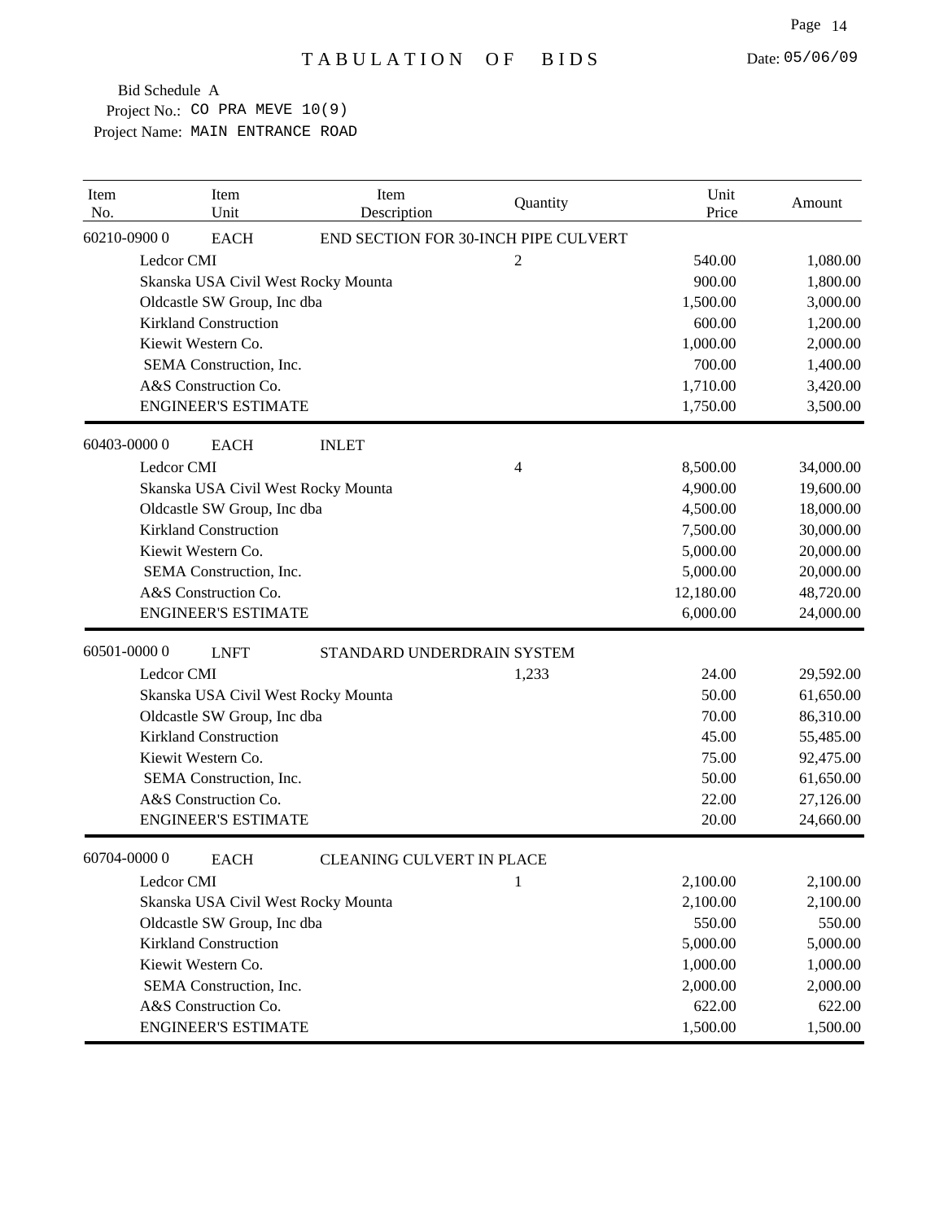# TABULATION OF BIDS

Date: 05/06/09

Bid Schedule A
Project No.: CO PRA MEVE 10(9)
Project Name: MAIN ENTRANCE ROAD

| Item No. | Item Unit | Item Description | Quantity | Unit Price | Amount |
|---|---|---|---|---|---|
| 60210-0900 0 | EACH | END SECTION FOR 30-INCH PIPE CULVERT | | | |
| | Ledcor CMI | | 2 | 540.00 | 1,080.00 |
| | Skanska USA Civil West Rocky Mounta | | | 900.00 | 1,800.00 |
| | Oldcastle SW Group, Inc dba | | | 1,500.00 | 3,000.00 |
| | Kirkland Construction | | | 600.00 | 1,200.00 |
| | Kiewit Western Co. | | | 1,000.00 | 2,000.00 |
| | SEMA Construction, Inc. | | | 700.00 | 1,400.00 |
| | A&S Construction Co. | | | 1,710.00 | 3,420.00 |
| | ENGINEER'S ESTIMATE | | | 1,750.00 | 3,500.00 |
| 60403-0000 0 | EACH | INLET | | | |
| | Ledcor CMI | | 4 | 8,500.00 | 34,000.00 |
| | Skanska USA Civil West Rocky Mounta | | | 4,900.00 | 19,600.00 |
| | Oldcastle SW Group, Inc dba | | | 4,500.00 | 18,000.00 |
| | Kirkland Construction | | | 7,500.00 | 30,000.00 |
| | Kiewit Western Co. | | | 5,000.00 | 20,000.00 |
| | SEMA Construction, Inc. | | | 5,000.00 | 20,000.00 |
| | A&S Construction Co. | | | 12,180.00 | 48,720.00 |
| | ENGINEER'S ESTIMATE | | | 6,000.00 | 24,000.00 |
| 60501-0000 0 | LNFT | STANDARD UNDERDRAIN SYSTEM | | | |
| | Ledcor CMI | | 1,233 | 24.00 | 29,592.00 |
| | Skanska USA Civil West Rocky Mounta | | | 50.00 | 61,650.00 |
| | Oldcastle SW Group, Inc dba | | | 70.00 | 86,310.00 |
| | Kirkland Construction | | | 45.00 | 55,485.00 |
| | Kiewit Western Co. | | | 75.00 | 92,475.00 |
| | SEMA Construction, Inc. | | | 50.00 | 61,650.00 |
| | A&S Construction Co. | | | 22.00 | 27,126.00 |
| | ENGINEER'S ESTIMATE | | | 20.00 | 24,660.00 |
| 60704-0000 0 | EACH | CLEANING CULVERT IN PLACE | | | |
| | Ledcor CMI | | 1 | 2,100.00 | 2,100.00 |
| | Skanska USA Civil West Rocky Mounta | | | 2,100.00 | 2,100.00 |
| | Oldcastle SW Group, Inc dba | | | 550.00 | 550.00 |
| | Kirkland Construction | | | 5,000.00 | 5,000.00 |
| | Kiewit Western Co. | | | 1,000.00 | 1,000.00 |
| | SEMA Construction, Inc. | | | 2,000.00 | 2,000.00 |
| | A&S Construction Co. | | | 622.00 | 622.00 |
| | ENGINEER'S ESTIMATE | | | 1,500.00 | 1,500.00 |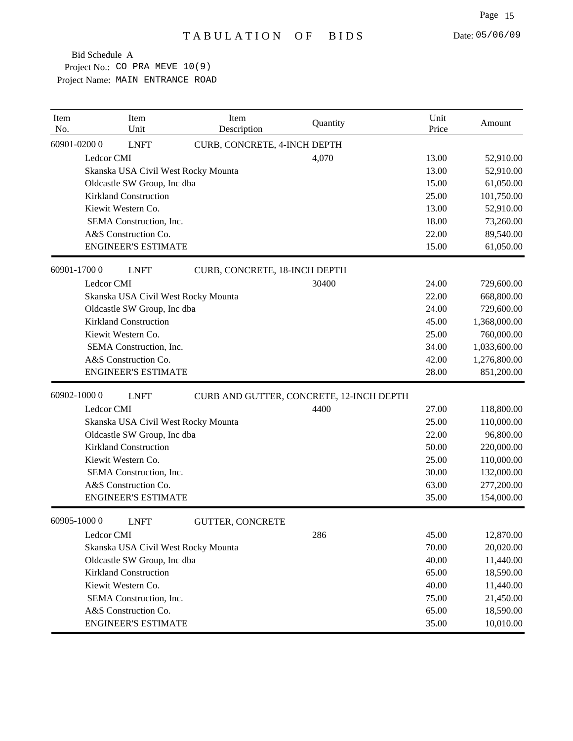TABULATION OF BIDS

Date: 05/06/09

Bid Schedule A
Project No.: CO PRA MEVE 10(9)
Project Name: MAIN ENTRANCE ROAD

| Item No. | Item Unit | Item Description | Quantity | Unit Price | Amount |
|---|---|---|---|---|---|
| 60901-0200 0 | LNFT | CURB, CONCRETE, 4-INCH DEPTH | | | |
| | Ledcor CMI | | 4,070 | 13.00 | 52,910.00 |
| | Skanska USA Civil West Rocky Mounta | | | 13.00 | 52,910.00 |
| | Oldcastle SW Group, Inc dba | | | 15.00 | 61,050.00 |
| | Kirkland Construction | | | 25.00 | 101,750.00 |
| | Kiewit Western Co. | | | 13.00 | 52,910.00 |
| | SEMA Construction, Inc. | | | 18.00 | 73,260.00 |
| | A&S Construction Co. | | | 22.00 | 89,540.00 |
| | ENGINEER'S ESTIMATE | | | 15.00 | 61,050.00 |
| 60901-1700 0 | LNFT | CURB, CONCRETE, 18-INCH DEPTH | | | |
| | Ledcor CMI | | 30400 | 24.00 | 729,600.00 |
| | Skanska USA Civil West Rocky Mounta | | | 22.00 | 668,800.00 |
| | Oldcastle SW Group, Inc dba | | | 24.00 | 729,600.00 |
| | Kirkland Construction | | | 45.00 | 1,368,000.00 |
| | Kiewit Western Co. | | | 25.00 | 760,000.00 |
| | SEMA Construction, Inc. | | | 34.00 | 1,033,600.00 |
| | A&S Construction Co. | | | 42.00 | 1,276,800.00 |
| | ENGINEER'S ESTIMATE | | | 28.00 | 851,200.00 |
| 60902-1000 0 | LNFT | CURB AND GUTTER, CONCRETE, 12-INCH DEPTH | | | |
| | Ledcor CMI | | 4400 | 27.00 | 118,800.00 |
| | Skanska USA Civil West Rocky Mounta | | | 25.00 | 110,000.00 |
| | Oldcastle SW Group, Inc dba | | | 22.00 | 96,800.00 |
| | Kirkland Construction | | | 50.00 | 220,000.00 |
| | Kiewit Western Co. | | | 25.00 | 110,000.00 |
| | SEMA Construction, Inc. | | | 30.00 | 132,000.00 |
| | A&S Construction Co. | | | 63.00 | 277,200.00 |
| | ENGINEER'S ESTIMATE | | | 35.00 | 154,000.00 |
| 60905-1000 0 | LNFT | GUTTER, CONCRETE | | | |
| | Ledcor CMI | | 286 | 45.00 | 12,870.00 |
| | Skanska USA Civil West Rocky Mounta | | | 70.00 | 20,020.00 |
| | Oldcastle SW Group, Inc dba | | | 40.00 | 11,440.00 |
| | Kirkland Construction | | | 65.00 | 18,590.00 |
| | Kiewit Western Co. | | | 40.00 | 11,440.00 |
| | SEMA Construction, Inc. | | | 75.00 | 21,450.00 |
| | A&S Construction Co. | | | 65.00 | 18,590.00 |
| | ENGINEER'S ESTIMATE | | | 35.00 | 10,010.00 |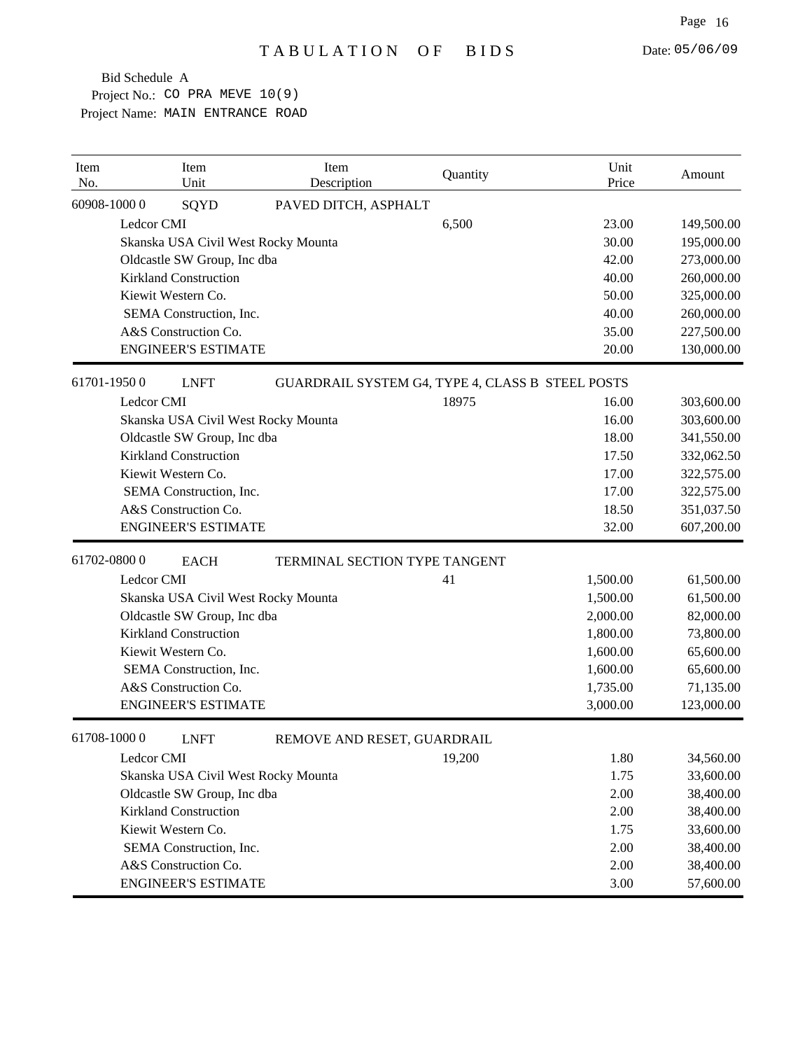# TABULATION OF BIDS

Date: 05/06/09

Bid Schedule A
Project No.: CO PRA MEVE 10(9)
Project Name: MAIN ENTRANCE ROAD

| Item No. | Item Unit | Item Description | Quantity | Unit Price | Amount |
|---|---|---|---|---|---|
| 60908-1000 0 | SQYD | PAVED DITCH, ASPHALT | | | |
| Ledcor CMI | | | 6,500 | 23.00 | 149,500.00 |
| Skanska USA Civil West Rocky Mounta | | | | 30.00 | 195,000.00 |
| Oldcastle SW Group, Inc dba | | | | 42.00 | 273,000.00 |
| Kirkland Construction | | | | 40.00 | 260,000.00 |
| Kiewit Western Co. | | | | 50.00 | 325,000.00 |
| SEMA Construction, Inc. | | | | 40.00 | 260,000.00 |
| A&S Construction Co. | | | | 35.00 | 227,500.00 |
| ENGINEER'S ESTIMATE | | | | 20.00 | 130,000.00 |
| 61701-1950 0 | LNFT | GUARDRAIL SYSTEM G4, TYPE 4, CLASS B STEEL POSTS | | | |
| Ledcor CMI | | | 18975 | 16.00 | 303,600.00 |
| Skanska USA Civil West Rocky Mounta | | | | 16.00 | 303,600.00 |
| Oldcastle SW Group, Inc dba | | | | 18.00 | 341,550.00 |
| Kirkland Construction | | | | 17.50 | 332,062.50 |
| Kiewit Western Co. | | | | 17.00 | 322,575.00 |
| SEMA Construction, Inc. | | | | 17.00 | 322,575.00 |
| A&S Construction Co. | | | | 18.50 | 351,037.50 |
| ENGINEER'S ESTIMATE | | | | 32.00 | 607,200.00 |
| 61702-0800 0 | EACH | TERMINAL SECTION TYPE TANGENT | | | |
| Ledcor CMI | | | 41 | 1,500.00 | 61,500.00 |
| Skanska USA Civil West Rocky Mounta | | | | 1,500.00 | 61,500.00 |
| Oldcastle SW Group, Inc dba | | | | 2,000.00 | 82,000.00 |
| Kirkland Construction | | | | 1,800.00 | 73,800.00 |
| Kiewit Western Co. | | | | 1,600.00 | 65,600.00 |
| SEMA Construction, Inc. | | | | 1,600.00 | 65,600.00 |
| A&S Construction Co. | | | | 1,735.00 | 71,135.00 |
| ENGINEER'S ESTIMATE | | | | 3,000.00 | 123,000.00 |
| 61708-1000 0 | LNFT | REMOVE AND RESET, GUARDRAIL | | | |
| Ledcor CMI | | | 19,200 | 1.80 | 34,560.00 |
| Skanska USA Civil West Rocky Mounta | | | | 1.75 | 33,600.00 |
| Oldcastle SW Group, Inc dba | | | | 2.00 | 38,400.00 |
| Kirkland Construction | | | | 2.00 | 38,400.00 |
| Kiewit Western Co. | | | | 1.75 | 33,600.00 |
| SEMA Construction, Inc. | | | | 2.00 | 38,400.00 |
| A&S Construction Co. | | | | 2.00 | 38,400.00 |
| ENGINEER'S ESTIMATE | | | | 3.00 | 57,600.00 |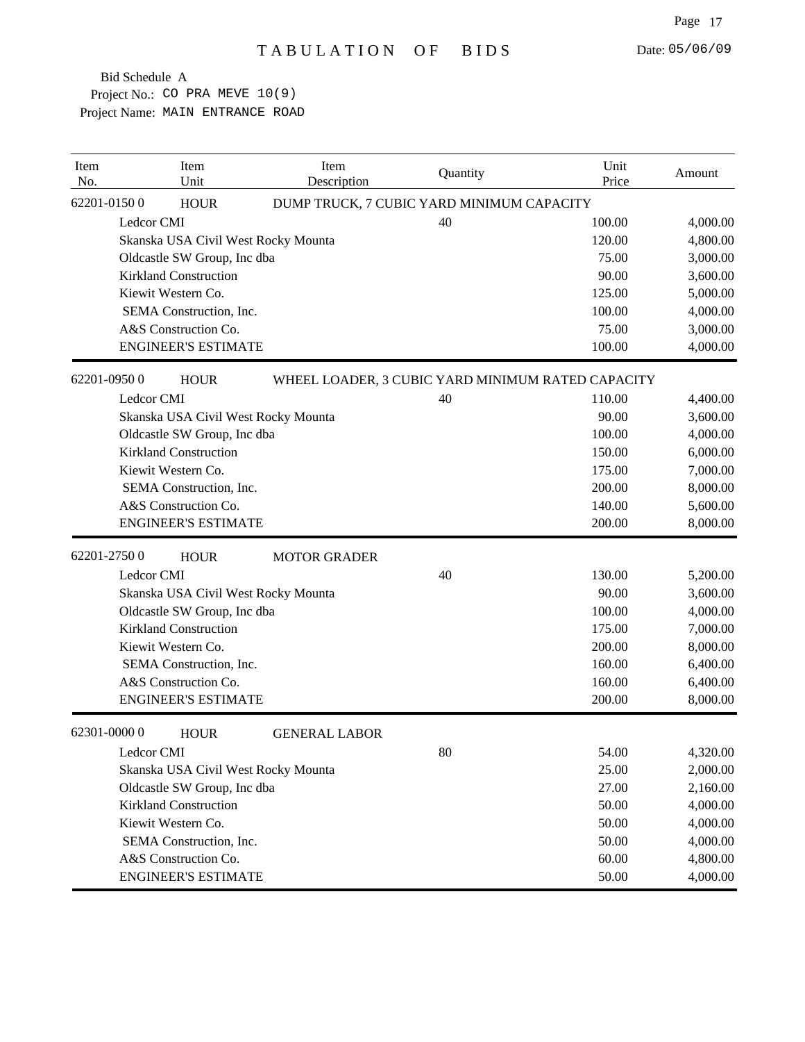# TABULATION OF BIDS

Date: 05/06/09

Bid Schedule A
Project No.: CO PRA MEVE 10(9)
Project Name: MAIN ENTRANCE ROAD

| Item No. | Item Unit | Item Description | Quantity | Unit Price | Amount |
|---|---|---|---|---|---|
| 62201-0150 0 | HOUR | DUMP TRUCK, 7 CUBIC YARD MINIMUM CAPACITY | | | |
| Ledcor CMI | | | 40 | 100.00 | 4,000.00 |
| Skanska USA Civil West Rocky Mounta | | | | 120.00 | 4,800.00 |
| Oldcastle SW Group, Inc dba | | | | 75.00 | 3,000.00 |
| Kirkland Construction | | | | 90.00 | 3,600.00 |
| Kiewit Western Co. | | | | 125.00 | 5,000.00 |
| SEMA Construction, Inc. | | | | 100.00 | 4,000.00 |
| A&S Construction Co. | | | | 75.00 | 3,000.00 |
| ENGINEER'S ESTIMATE | | | | 100.00 | 4,000.00 |
| 62201-0950 0 | HOUR | WHEEL LOADER, 3 CUBIC YARD MINIMUM RATED CAPACITY | | | |
| Ledcor CMI | | | 40 | 110.00 | 4,400.00 |
| Skanska USA Civil West Rocky Mounta | | | | 90.00 | 3,600.00 |
| Oldcastle SW Group, Inc dba | | | | 100.00 | 4,000.00 |
| Kirkland Construction | | | | 150.00 | 6,000.00 |
| Kiewit Western Co. | | | | 175.00 | 7,000.00 |
| SEMA Construction, Inc. | | | | 200.00 | 8,000.00 |
| A&S Construction Co. | | | | 140.00 | 5,600.00 |
| ENGINEER'S ESTIMATE | | | | 200.00 | 8,000.00 |
| 62201-2750 0 | HOUR | MOTOR GRADER | | | |
| Ledcor CMI | | | 40 | 130.00 | 5,200.00 |
| Skanska USA Civil West Rocky Mounta | | | | 90.00 | 3,600.00 |
| Oldcastle SW Group, Inc dba | | | | 100.00 | 4,000.00 |
| Kirkland Construction | | | | 175.00 | 7,000.00 |
| Kiewit Western Co. | | | | 200.00 | 8,000.00 |
| SEMA Construction, Inc. | | | | 160.00 | 6,400.00 |
| A&S Construction Co. | | | | 160.00 | 6,400.00 |
| ENGINEER'S ESTIMATE | | | | 200.00 | 8,000.00 |
| 62301-0000 0 | HOUR | GENERAL LABOR | | | |
| Ledcor CMI | | | 80 | 54.00 | 4,320.00 |
| Skanska USA Civil West Rocky Mounta | | | | 25.00 | 2,000.00 |
| Oldcastle SW Group, Inc dba | | | | 27.00 | 2,160.00 |
| Kirkland Construction | | | | 50.00 | 4,000.00 |
| Kiewit Western Co. | | | | 50.00 | 4,000.00 |
| SEMA Construction, Inc. | | | | 50.00 | 4,000.00 |
| A&S Construction Co. | | | | 60.00 | 4,800.00 |
| ENGINEER'S ESTIMATE | | | | 50.00 | 4,000.00 |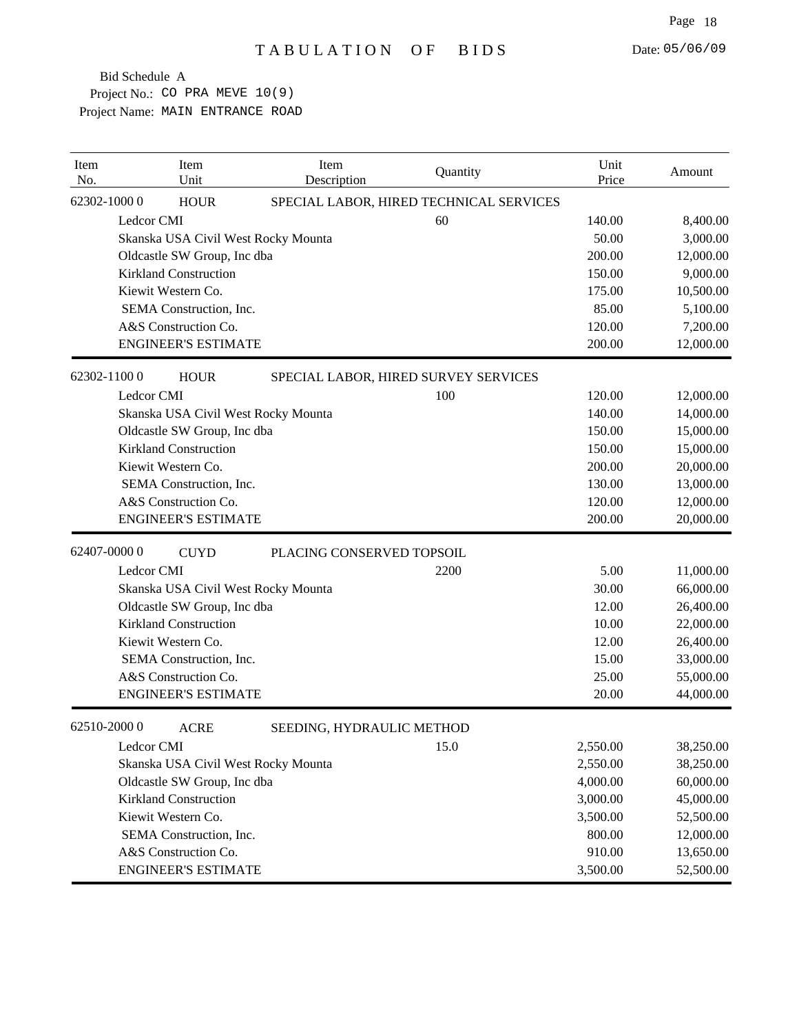# TABULATION OF BIDS

Date: 05/06/09

Bid Schedule A
Project No.: CO PRA MEVE 10(9)
Project Name: MAIN ENTRANCE ROAD

| Item No. | Item Unit | Item Description | Quantity | Unit Price | Amount |
|---|---|---|---|---|---|
| 62302-1000 0 | HOUR | SPECIAL LABOR, HIRED TECHNICAL SERVICES | | | |
| Ledcor CMI | | | 60 | 140.00 | 8,400.00 |
| Skanska USA Civil West Rocky Mounta | | | | 50.00 | 3,000.00 |
| Oldcastle SW Group, Inc dba | | | | 200.00 | 12,000.00 |
| Kirkland Construction | | | | 150.00 | 9,000.00 |
| Kiewit Western Co. | | | | 175.00 | 10,500.00 |
| SEMA Construction, Inc. | | | | 85.00 | 5,100.00 |
| A&S Construction Co. | | | | 120.00 | 7,200.00 |
| ENGINEER'S ESTIMATE | | | | 200.00 | 12,000.00 |
| 62302-1100 0 | HOUR | SPECIAL LABOR, HIRED SURVEY SERVICES | | | |
| Ledcor CMI | | | 100 | 120.00 | 12,000.00 |
| Skanska USA Civil West Rocky Mounta | | | | 140.00 | 14,000.00 |
| Oldcastle SW Group, Inc dba | | | | 150.00 | 15,000.00 |
| Kirkland Construction | | | | 150.00 | 15,000.00 |
| Kiewit Western Co. | | | | 200.00 | 20,000.00 |
| SEMA Construction, Inc. | | | | 130.00 | 13,000.00 |
| A&S Construction Co. | | | | 120.00 | 12,000.00 |
| ENGINEER'S ESTIMATE | | | | 200.00 | 20,000.00 |
| 62407-0000 0 | CUYD | PLACING CONSERVED TOPSOIL | | | |
| Ledcor CMI | | | 2200 | 5.00 | 11,000.00 |
| Skanska USA Civil West Rocky Mounta | | | | 30.00 | 66,000.00 |
| Oldcastle SW Group, Inc dba | | | | 12.00 | 26,400.00 |
| Kirkland Construction | | | | 10.00 | 22,000.00 |
| Kiewit Western Co. | | | | 12.00 | 26,400.00 |
| SEMA Construction, Inc. | | | | 15.00 | 33,000.00 |
| A&S Construction Co. | | | | 25.00 | 55,000.00 |
| ENGINEER'S ESTIMATE | | | | 20.00 | 44,000.00 |
| 62510-2000 0 | ACRE | SEEDING, HYDRAULIC METHOD | | | |
| Ledcor CMI | | | 15.0 | 2,550.00 | 38,250.00 |
| Skanska USA Civil West Rocky Mounta | | | | 2,550.00 | 38,250.00 |
| Oldcastle SW Group, Inc dba | | | | 4,000.00 | 60,000.00 |
| Kirkland Construction | | | | 3,000.00 | 45,000.00 |
| Kiewit Western Co. | | | | 3,500.00 | 52,500.00 |
| SEMA Construction, Inc. | | | | 800.00 | 12,000.00 |
| A&S Construction Co. | | | | 910.00 | 13,650.00 |
| ENGINEER'S ESTIMATE | | | | 3,500.00 | 52,500.00 |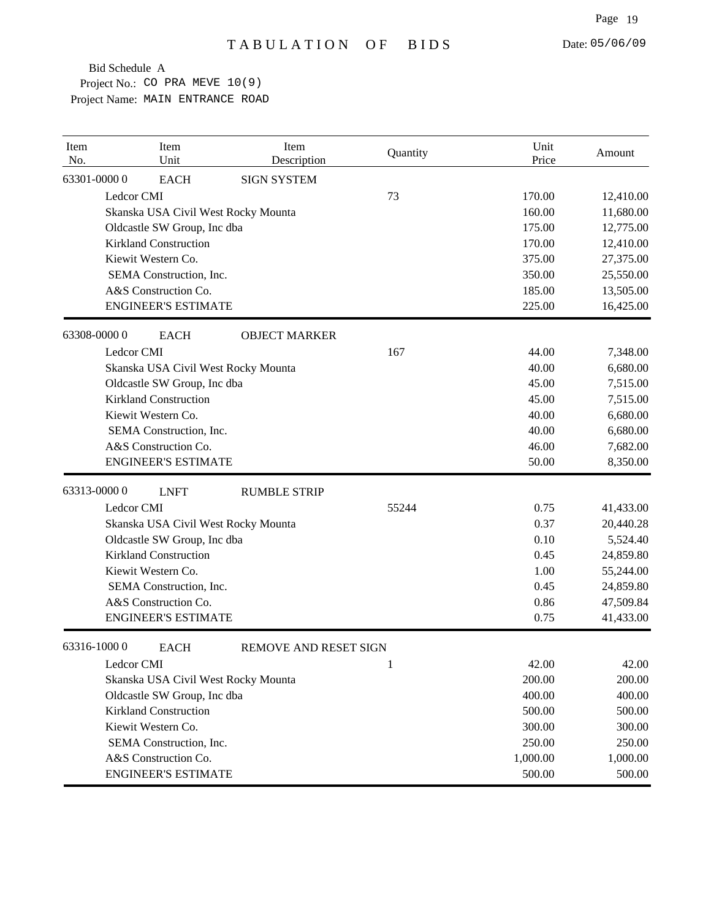# TABULATION OF BIDS

Date: 05/06/09

Bid Schedule A
Project No.: CO PRA MEVE 10(9)
Project Name: MAIN ENTRANCE ROAD

| Item No. | Item Unit | Item Description | Quantity | Unit Price | Amount |
|---|---|---|---|---|---|
| 63301-0000 0 | EACH | SIGN SYSTEM | | | |
| Ledcor CMI | | | 73 | 170.00 | 12,410.00 |
| Skanska USA Civil West Rocky Mounta | | | | 160.00 | 11,680.00 |
| Oldcastle SW Group, Inc dba | | | | 175.00 | 12,775.00 |
| Kirkland Construction | | | | 170.00 | 12,410.00 |
| Kiewit Western Co. | | | | 375.00 | 27,375.00 |
| SEMA Construction, Inc. | | | | 350.00 | 25,550.00 |
| A&S Construction Co. | | | | 185.00 | 13,505.00 |
| ENGINEER'S ESTIMATE | | | | 225.00 | 16,425.00 |
| 63308-0000 0 | EACH | OBJECT MARKER | | | |
| Ledcor CMI | | | 167 | 44.00 | 7,348.00 |
| Skanska USA Civil West Rocky Mounta | | | | 40.00 | 6,680.00 |
| Oldcastle SW Group, Inc dba | | | | 45.00 | 7,515.00 |
| Kirkland Construction | | | | 45.00 | 7,515.00 |
| Kiewit Western Co. | | | | 40.00 | 6,680.00 |
| SEMA Construction, Inc. | | | | 40.00 | 6,680.00 |
| A&S Construction Co. | | | | 46.00 | 7,682.00 |
| ENGINEER'S ESTIMATE | | | | 50.00 | 8,350.00 |
| 63313-0000 0 | LNFT | RUMBLE STRIP | | | |
| Ledcor CMI | | | 55244 | 0.75 | 41,433.00 |
| Skanska USA Civil West Rocky Mounta | | | | 0.37 | 20,440.28 |
| Oldcastle SW Group, Inc dba | | | | 0.10 | 5,524.40 |
| Kirkland Construction | | | | 0.45 | 24,859.80 |
| Kiewit Western Co. | | | | 1.00 | 55,244.00 |
| SEMA Construction, Inc. | | | | 0.45 | 24,859.80 |
| A&S Construction Co. | | | | 0.86 | 47,509.84 |
| ENGINEER'S ESTIMATE | | | | 0.75 | 41,433.00 |
| 63316-1000 0 | EACH | REMOVE AND RESET SIGN | | | |
| Ledcor CMI | | | 1 | 42.00 | 42.00 |
| Skanska USA Civil West Rocky Mounta | | | | 200.00 | 200.00 |
| Oldcastle SW Group, Inc dba | | | | 400.00 | 400.00 |
| Kirkland Construction | | | | 500.00 | 500.00 |
| Kiewit Western Co. | | | | 300.00 | 300.00 |
| SEMA Construction, Inc. | | | | 250.00 | 250.00 |
| A&S Construction Co. | | | | 1,000.00 | 1,000.00 |
| ENGINEER'S ESTIMATE | | | | 500.00 | 500.00 |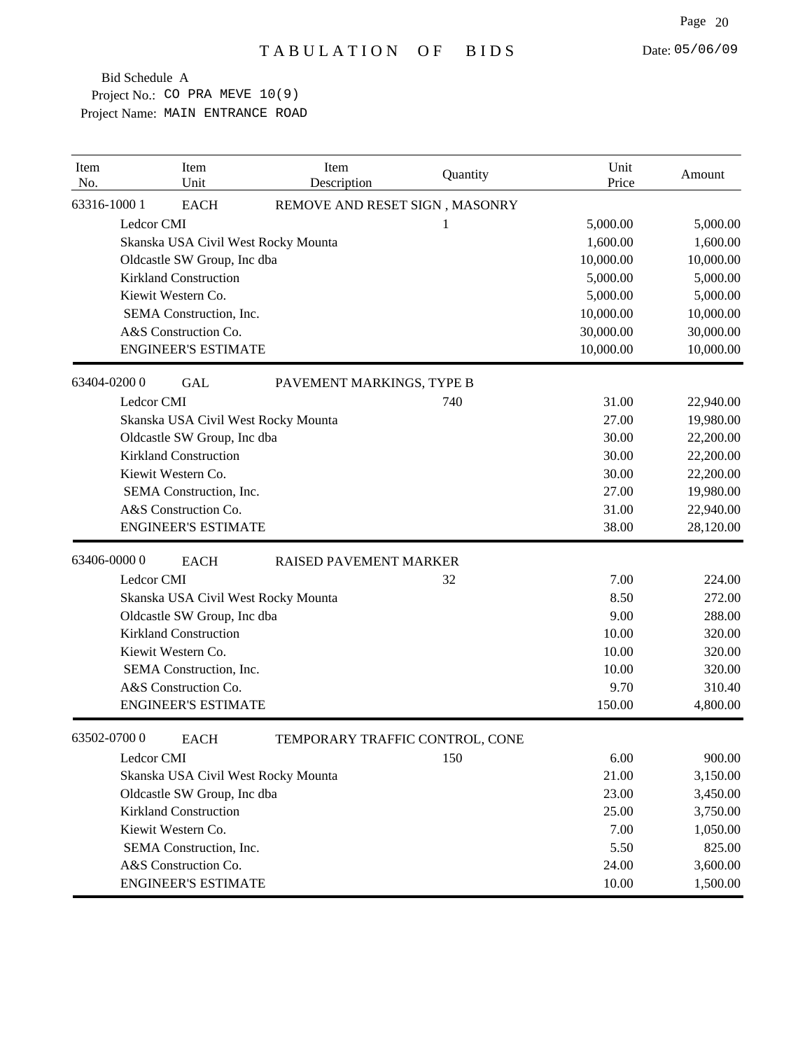# TABULATION OF BIDS

Date: 05/06/09

Bid Schedule A
Project No.: CO PRA MEVE 10(9)
Project Name: MAIN ENTRANCE ROAD

| Item No. | Item Unit | Item Description | Quantity | Unit Price | Amount |
|---|---|---|---|---|---|
| 63316-1000 1 | EACH | REMOVE AND RESET SIGN , MASONRY | | | |
| | Ledcor CMI | | 1 | 5,000.00 | 5,000.00 |
| | Skanska USA Civil West Rocky Mounta | | | 1,600.00 | 1,600.00 |
| | Oldcastle SW Group, Inc dba | | | 10,000.00 | 10,000.00 |
| | Kirkland Construction | | | 5,000.00 | 5,000.00 |
| | Kiewit Western Co. | | | 5,000.00 | 5,000.00 |
| | SEMA Construction, Inc. | | | 10,000.00 | 10,000.00 |
| | A&S Construction Co. | | | 30,000.00 | 30,000.00 |
| | ENGINEER'S ESTIMATE | | | 10,000.00 | 10,000.00 |
| 63404-0200 0 | GAL | PAVEMENT MARKINGS, TYPE B | | | |
| | Ledcor CMI | | 740 | 31.00 | 22,940.00 |
| | Skanska USA Civil West Rocky Mounta | | | 27.00 | 19,980.00 |
| | Oldcastle SW Group, Inc dba | | | 30.00 | 22,200.00 |
| | Kirkland Construction | | | 30.00 | 22,200.00 |
| | Kiewit Western Co. | | | 30.00 | 22,200.00 |
| | SEMA Construction, Inc. | | | 27.00 | 19,980.00 |
| | A&S Construction Co. | | | 31.00 | 22,940.00 |
| | ENGINEER'S ESTIMATE | | | 38.00 | 28,120.00 |
| 63406-0000 0 | EACH | RAISED PAVEMENT MARKER | | | |
| | Ledcor CMI | | 32 | 7.00 | 224.00 |
| | Skanska USA Civil West Rocky Mounta | | | 8.50 | 272.00 |
| | Oldcastle SW Group, Inc dba | | | 9.00 | 288.00 |
| | Kirkland Construction | | | 10.00 | 320.00 |
| | Kiewit Western Co. | | | 10.00 | 320.00 |
| | SEMA Construction, Inc. | | | 10.00 | 320.00 |
| | A&S Construction Co. | | | 9.70 | 310.40 |
| | ENGINEER'S ESTIMATE | | | 150.00 | 4,800.00 |
| 63502-0700 0 | EACH | TEMPORARY TRAFFIC CONTROL, CONE | | | |
| | Ledcor CMI | | 150 | 6.00 | 900.00 |
| | Skanska USA Civil West Rocky Mounta | | | 21.00 | 3,150.00 |
| | Oldcastle SW Group, Inc dba | | | 23.00 | 3,450.00 |
| | Kirkland Construction | | | 25.00 | 3,750.00 |
| | Kiewit Western Co. | | | 7.00 | 1,050.00 |
| | SEMA Construction, Inc. | | | 5.50 | 825.00 |
| | A&S Construction Co. | | | 24.00 | 3,600.00 |
| | ENGINEER'S ESTIMATE | | | 10.00 | 1,500.00 |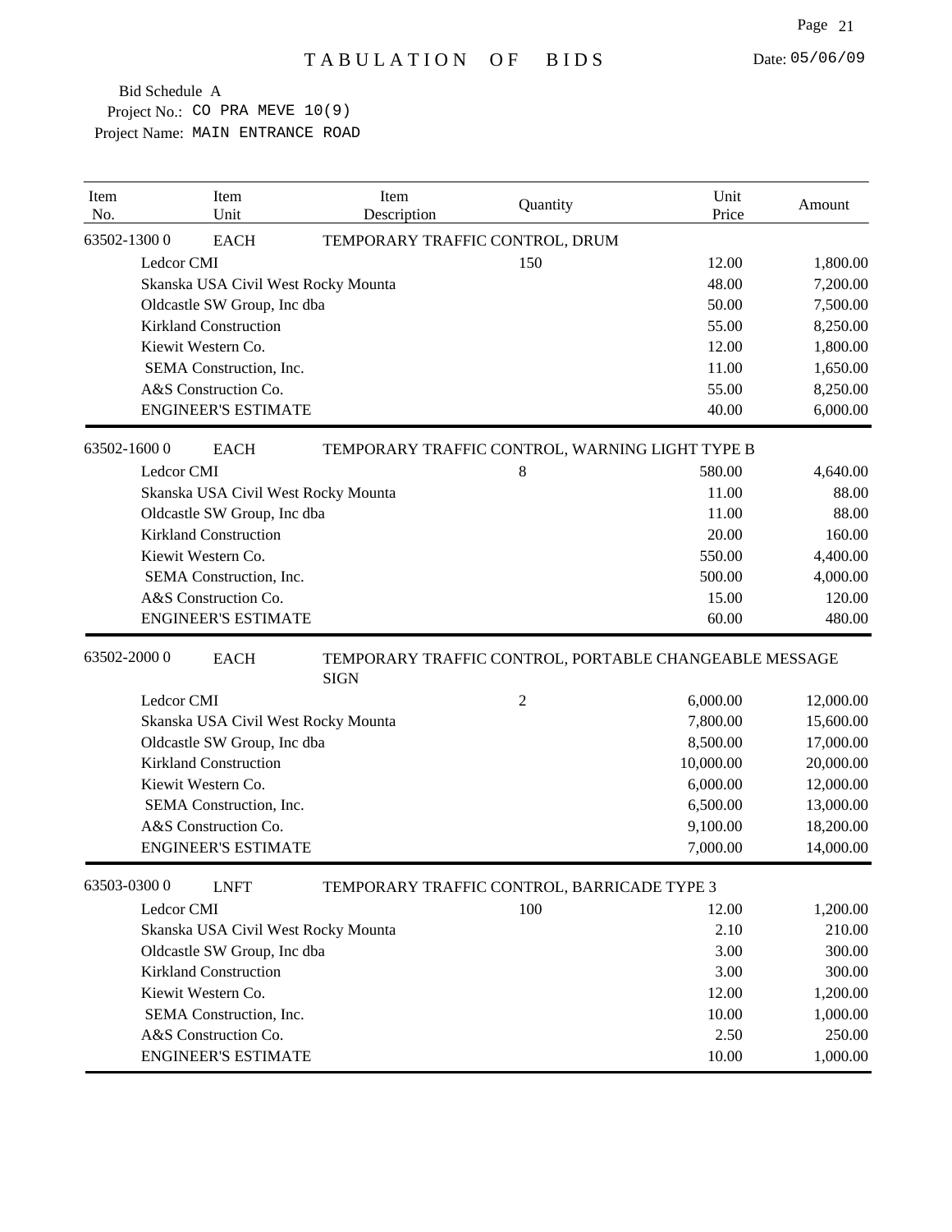# TABULATION OF BIDS

Date: 05/06/09

Bid Schedule A
Project No.: CO PRA MEVE 10(9)
Project Name: MAIN ENTRANCE ROAD

| Item No. | Item Unit | Item Description | Quantity | Unit Price | Amount |
|---|---|---|---|---|---|
| 63502-1300 0 | EACH | TEMPORARY TRAFFIC CONTROL, DRUM | | | |
| | Ledcor CMI | | 150 | 12.00 | 1,800.00 |
| | Skanska USA Civil West Rocky Mounta | | | 48.00 | 7,200.00 |
| | Oldcastle SW Group, Inc dba | | | 50.00 | 7,500.00 |
| | Kirkland Construction | | | 55.00 | 8,250.00 |
| | Kiewit Western Co. | | | 12.00 | 1,800.00 |
| | SEMA Construction, Inc. | | | 11.00 | 1,650.00 |
| | A&S Construction Co. | | | 55.00 | 8,250.00 |
| | ENGINEER'S ESTIMATE | | | 40.00 | 6,000.00 |
| 63502-1600 0 | EACH | TEMPORARY TRAFFIC CONTROL, WARNING LIGHT TYPE B | | | |
| | Ledcor CMI | | 8 | 580.00 | 4,640.00 |
| | Skanska USA Civil West Rocky Mounta | | | 11.00 | 88.00 |
| | Oldcastle SW Group, Inc dba | | | 11.00 | 88.00 |
| | Kirkland Construction | | | 20.00 | 160.00 |
| | Kiewit Western Co. | | | 550.00 | 4,400.00 |
| | SEMA Construction, Inc. | | | 500.00 | 4,000.00 |
| | A&S Construction Co. | | | 15.00 | 120.00 |
| | ENGINEER'S ESTIMATE | | | 60.00 | 480.00 |
| 63502-2000 0 | EACH | TEMPORARY TRAFFIC CONTROL, PORTABLE CHANGEABLE MESSAGE SIGN | | | |
| | Ledcor CMI | | 2 | 6,000.00 | 12,000.00 |
| | Skanska USA Civil West Rocky Mounta | | | 7,800.00 | 15,600.00 |
| | Oldcastle SW Group, Inc dba | | | 8,500.00 | 17,000.00 |
| | Kirkland Construction | | | 10,000.00 | 20,000.00 |
| | Kiewit Western Co. | | | 6,000.00 | 12,000.00 |
| | SEMA Construction, Inc. | | | 6,500.00 | 13,000.00 |
| | A&S Construction Co. | | | 9,100.00 | 18,200.00 |
| | ENGINEER'S ESTIMATE | | | 7,000.00 | 14,000.00 |
| 63503-0300 0 | LNFT | TEMPORARY TRAFFIC CONTROL, BARRICADE TYPE 3 | | | |
| | Ledcor CMI | | 100 | 12.00 | 1,200.00 |
| | Skanska USA Civil West Rocky Mounta | | | 2.10 | 210.00 |
| | Oldcastle SW Group, Inc dba | | | 3.00 | 300.00 |
| | Kirkland Construction | | | 3.00 | 300.00 |
| | Kiewit Western Co. | | | 12.00 | 1,200.00 |
| | SEMA Construction, Inc. | | | 10.00 | 1,000.00 |
| | A&S Construction Co. | | | 2.50 | 250.00 |
| | ENGINEER'S ESTIMATE | | | 10.00 | 1,000.00 |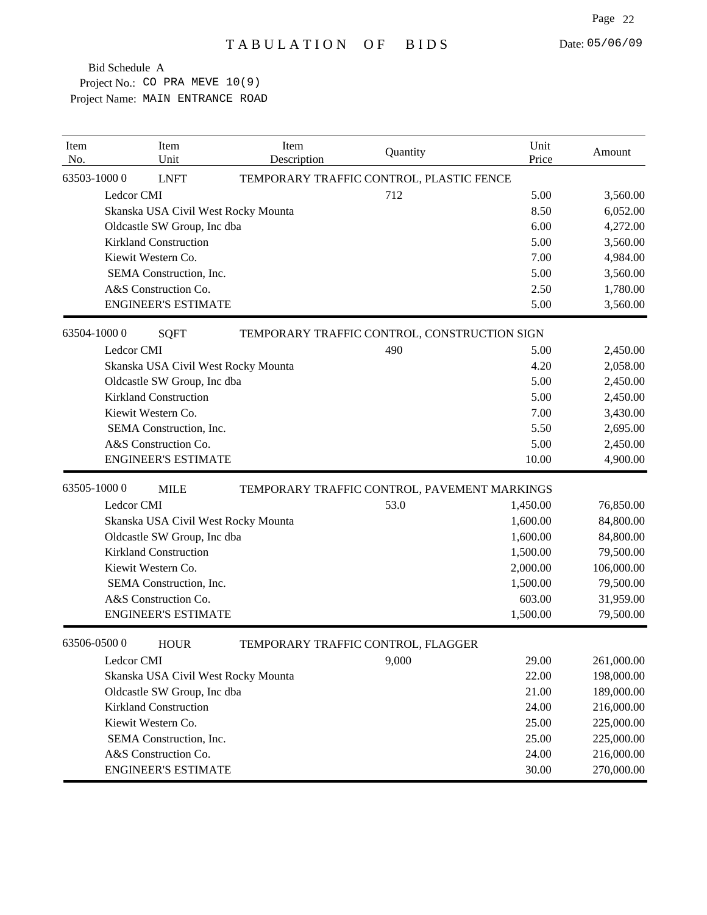# TABULATION OF BIDS

Date: 05/06/09

Bid Schedule A
Project No.: CO PRA MEVE 10(9)
Project Name: MAIN ENTRANCE ROAD

| Item No. | Item Unit | Item Description | Quantity | Unit Price | Amount |
|---|---|---|---|---|---|
| 63503-1000 0 | LNFT | TEMPORARY TRAFFIC CONTROL, PLASTIC FENCE | | | |
| Ledcor CMI | | | 712 | 5.00 | 3,560.00 |
| Skanska USA Civil West Rocky Mounta | | | | 8.50 | 6,052.00 |
| Oldcastle SW Group, Inc dba | | | | 6.00 | 4,272.00 |
| Kirkland Construction | | | | 5.00 | 3,560.00 |
| Kiewit Western Co. | | | | 7.00 | 4,984.00 |
| SEMA Construction, Inc. | | | | 5.00 | 3,560.00 |
| A&S Construction Co. | | | | 2.50 | 1,780.00 |
| ENGINEER'S ESTIMATE | | | | 5.00 | 3,560.00 |
| 63504-1000 0 | SQFT | TEMPORARY TRAFFIC CONTROL, CONSTRUCTION SIGN | | | |
| Ledcor CMI | | | 490 | 5.00 | 2,450.00 |
| Skanska USA Civil West Rocky Mounta | | | | 4.20 | 2,058.00 |
| Oldcastle SW Group, Inc dba | | | | 5.00 | 2,450.00 |
| Kirkland Construction | | | | 5.00 | 2,450.00 |
| Kiewit Western Co. | | | | 7.00 | 3,430.00 |
| SEMA Construction, Inc. | | | | 5.50 | 2,695.00 |
| A&S Construction Co. | | | | 5.00 | 2,450.00 |
| ENGINEER'S ESTIMATE | | | | 10.00 | 4,900.00 |
| 63505-1000 0 | MILE | TEMPORARY TRAFFIC CONTROL, PAVEMENT MARKINGS | | | |
| Ledcor CMI | | | 53.0 | 1,450.00 | 76,850.00 |
| Skanska USA Civil West Rocky Mounta | | | | 1,600.00 | 84,800.00 |
| Oldcastle SW Group, Inc dba | | | | 1,600.00 | 84,800.00 |
| Kirkland Construction | | | | 1,500.00 | 79,500.00 |
| Kiewit Western Co. | | | | 2,000.00 | 106,000.00 |
| SEMA Construction, Inc. | | | | 1,500.00 | 79,500.00 |
| A&S Construction Co. | | | | 603.00 | 31,959.00 |
| ENGINEER'S ESTIMATE | | | | 1,500.00 | 79,500.00 |
| 63506-0500 0 | HOUR | TEMPORARY TRAFFIC CONTROL, FLAGGER | | | |
| Ledcor CMI | | | 9,000 | 29.00 | 261,000.00 |
| Skanska USA Civil West Rocky Mounta | | | | 22.00 | 198,000.00 |
| Oldcastle SW Group, Inc dba | | | | 21.00 | 189,000.00 |
| Kirkland Construction | | | | 24.00 | 216,000.00 |
| Kiewit Western Co. | | | | 25.00 | 225,000.00 |
| SEMA Construction, Inc. | | | | 25.00 | 225,000.00 |
| A&S Construction Co. | | | | 24.00 | 216,000.00 |
| ENGINEER'S ESTIMATE | | | | 30.00 | 270,000.00 |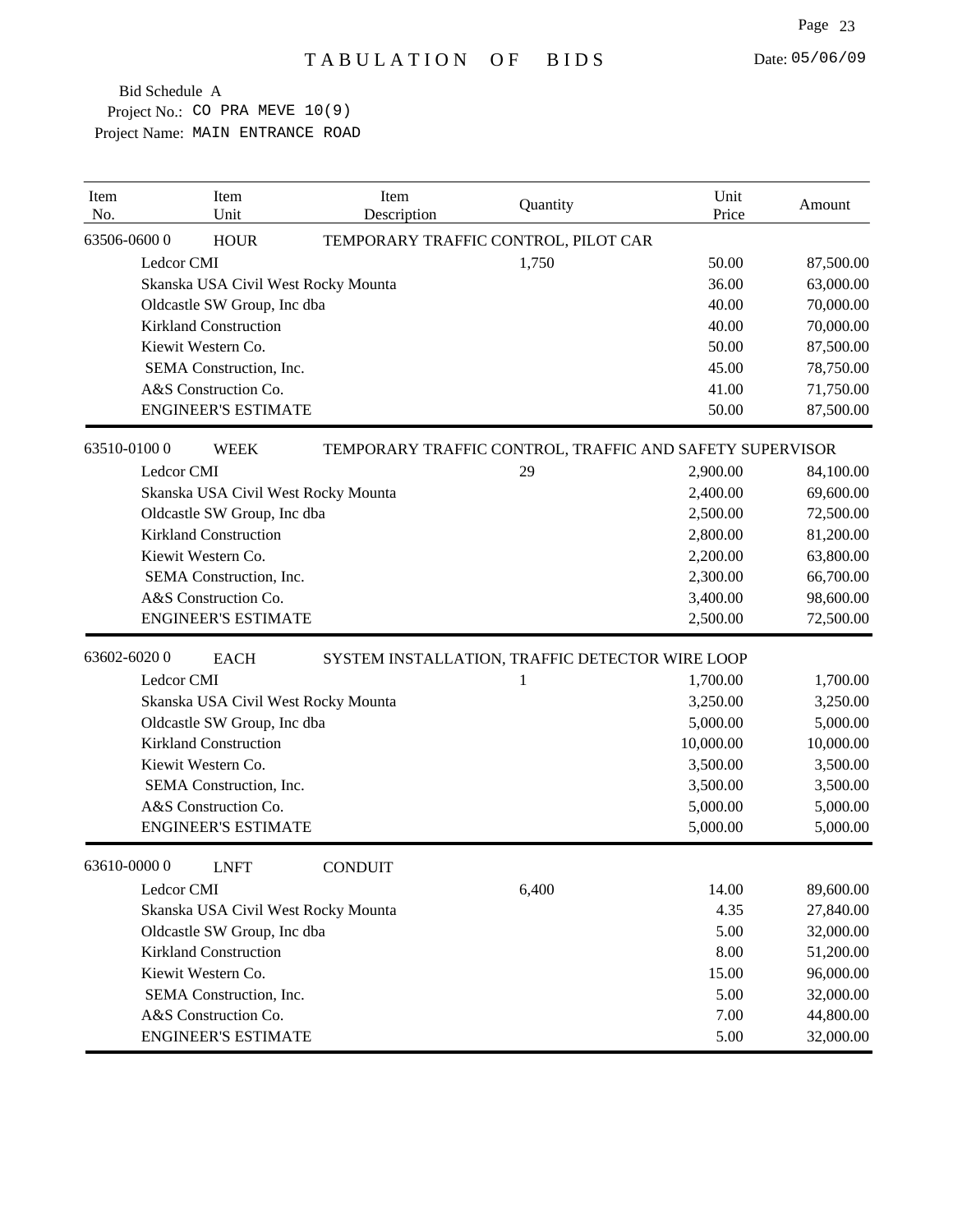# TABULATION OF BIDS

Date: 05/06/09

Bid Schedule A
Project No.: CO PRA MEVE 10(9)
Project Name: MAIN ENTRANCE ROAD

| Item No. | Item Unit | Item Description | Quantity | Unit Price | Amount |
|---|---|---|---|---|---|
| 63506-0600 0 | HOUR | TEMPORARY TRAFFIC CONTROL, PILOT CAR | | | |
| | Ledcor CMI | | 1,750 | 50.00 | 87,500.00 |
| | Skanska USA Civil West Rocky Mounta | | | 36.00 | 63,000.00 |
| | Oldcastle SW Group, Inc dba | | | 40.00 | 70,000.00 |
| | Kirkland Construction | | | 40.00 | 70,000.00 |
| | Kiewit Western Co. | | | 50.00 | 87,500.00 |
| | SEMA Construction, Inc. | | | 45.00 | 78,750.00 |
| | A&S Construction Co. | | | 41.00 | 71,750.00 |
| | ENGINEER'S ESTIMATE | | | 50.00 | 87,500.00 |
| 63510-0100 0 | WEEK | TEMPORARY TRAFFIC CONTROL, TRAFFIC AND SAFETY SUPERVISOR | | | |
| | Ledcor CMI | | 29 | 2,900.00 | 84,100.00 |
| | Skanska USA Civil West Rocky Mounta | | | 2,400.00 | 69,600.00 |
| | Oldcastle SW Group, Inc dba | | | 2,500.00 | 72,500.00 |
| | Kirkland Construction | | | 2,800.00 | 81,200.00 |
| | Kiewit Western Co. | | | 2,200.00 | 63,800.00 |
| | SEMA Construction, Inc. | | | 2,300.00 | 66,700.00 |
| | A&S Construction Co. | | | 3,400.00 | 98,600.00 |
| | ENGINEER'S ESTIMATE | | | 2,500.00 | 72,500.00 |
| 63602-6020 0 | EACH | SYSTEM INSTALLATION, TRAFFIC DETECTOR WIRE LOOP | | | |
| | Ledcor CMI | | 1 | 1,700.00 | 1,700.00 |
| | Skanska USA Civil West Rocky Mounta | | | 3,250.00 | 3,250.00 |
| | Oldcastle SW Group, Inc dba | | | 5,000.00 | 5,000.00 |
| | Kirkland Construction | | | 10,000.00 | 10,000.00 |
| | Kiewit Western Co. | | | 3,500.00 | 3,500.00 |
| | SEMA Construction, Inc. | | | 3,500.00 | 3,500.00 |
| | A&S Construction Co. | | | 5,000.00 | 5,000.00 |
| | ENGINEER'S ESTIMATE | | | 5,000.00 | 5,000.00 |
| 63610-0000 0 | LNFT | CONDUIT | | | |
| | Ledcor CMI | | 6,400 | 14.00 | 89,600.00 |
| | Skanska USA Civil West Rocky Mounta | | | 4.35 | 27,840.00 |
| | Oldcastle SW Group, Inc dba | | | 5.00 | 32,000.00 |
| | Kirkland Construction | | | 8.00 | 51,200.00 |
| | Kiewit Western Co. | | | 15.00 | 96,000.00 |
| | SEMA Construction, Inc. | | | 5.00 | 32,000.00 |
| | A&S Construction Co. | | | 7.00 | 44,800.00 |
| | ENGINEER'S ESTIMATE | | | 5.00 | 32,000.00 |